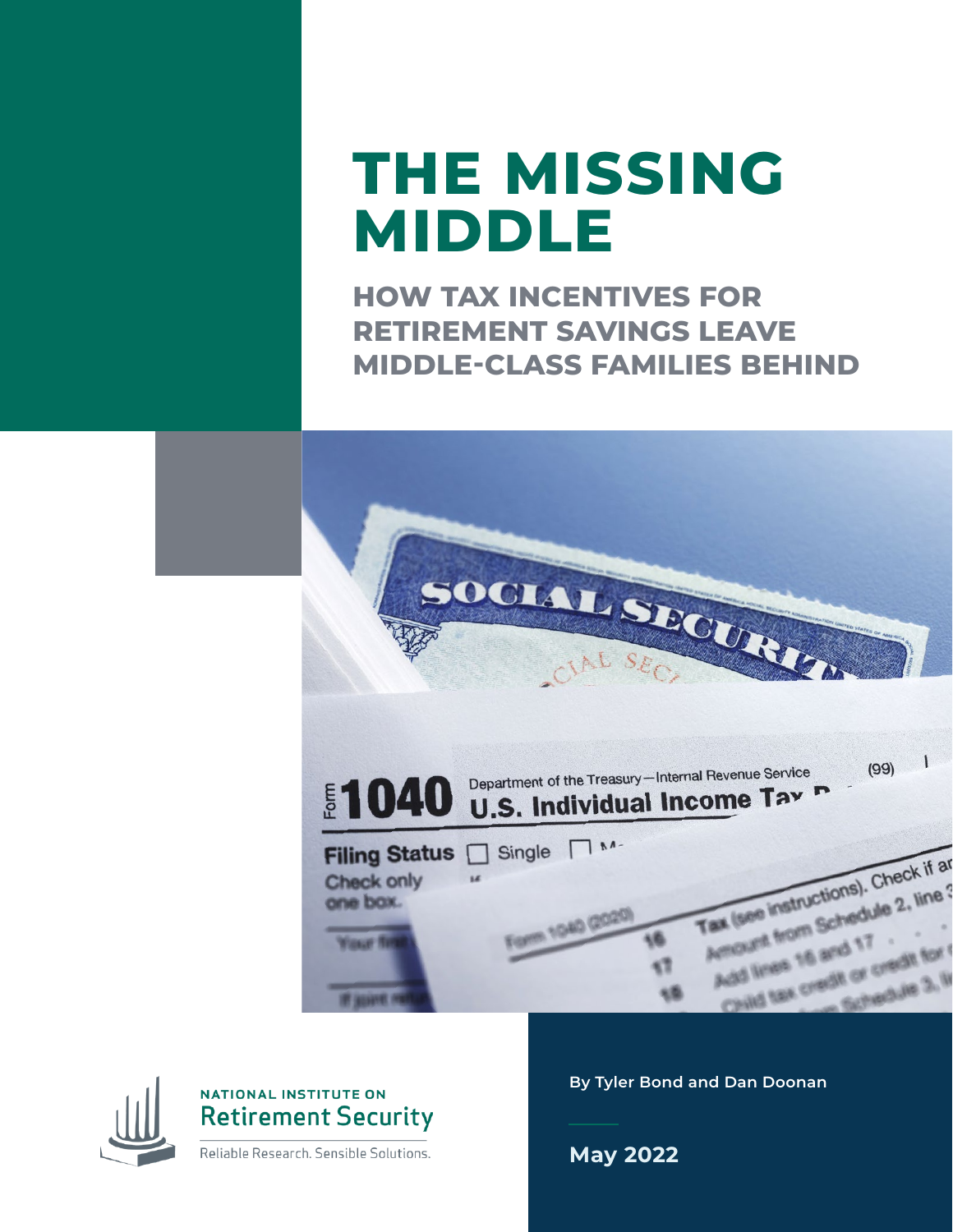# THE MISSING MIDDLE

## HOW TAX INCENTIVES FOR RETIREMENT SAVINGS LEAVE MIDDLE-CLASS FAMILIES BEHIND

NATIONAL INSTITUTE ON
Retirement Security

Reliable Research. Sensible Solutions.

By Tyler Bond and Dan Doonan

May 2022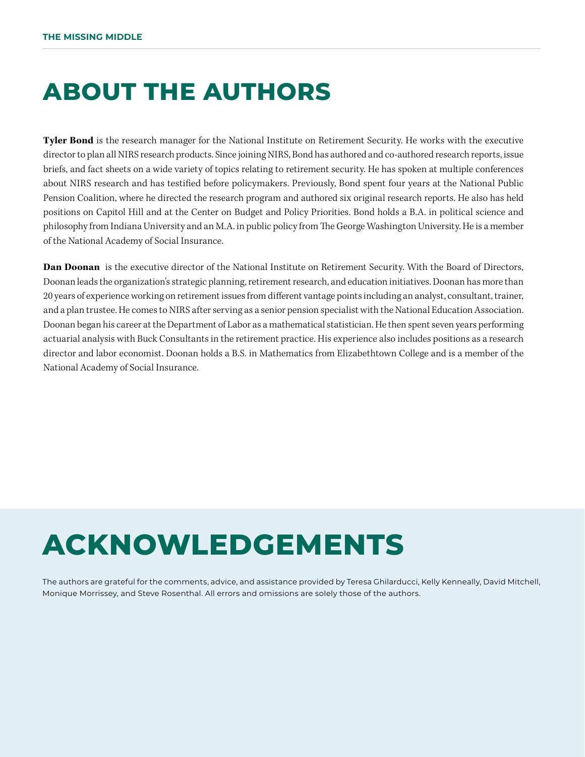# ABOUT THE AUTHORS

**Tyler Bond** is the research manager for the National Institute on Retirement Security. He works with the executive director to plan all NIRS research products. Since joining NIRS, Bond has authored and co-authored research reports, issue briefs, and fact sheets on a wide variety of topics relating to retirement security. He has spoken at multiple conferences about NIRS research and has testified before policymakers. Previously, Bond spent four years at the National Public Pension Coalition, where he directed the research program and authored six original research reports. He also has held positions on Capitol Hill and at the Center on Budget and Policy Priorities. Bond holds a B.A. in political science and philosophy from Indiana University and an M.A. in public policy from The George Washington University. He is a member of the National Academy of Social Insurance.

**Dan Doonan** is the executive director of the National Institute on Retirement Security. With the Board of Directors, Doonan leads the organization's strategic planning, retirement research, and education initiatives. Doonan has more than 20 years of experience working on retirement issues from different vantage points including an analyst, consultant, trainer, and a plan trustee. He comes to NIRS after serving as a senior pension specialist with the National Education Association. Doonan began his career at the Department of Labor as a mathematical statistician. He then spent seven years performing actuarial analysis with Buck Consultants in the retirement practice. His experience also includes positions as a research director and labor economist. Doonan holds a B.S. in Mathematics from Elizabethtown College and is a member of the National Academy of Social Insurance.

# ACKNOWLEDGEMENTS

The authors are grateful for the comments, advice, and assistance provided by Teresa Ghilarducci, Kelly Kenneally, David Mitchell, Monique Morrissey, and Steve Rosenthal. All errors and omissions are solely those of the authors.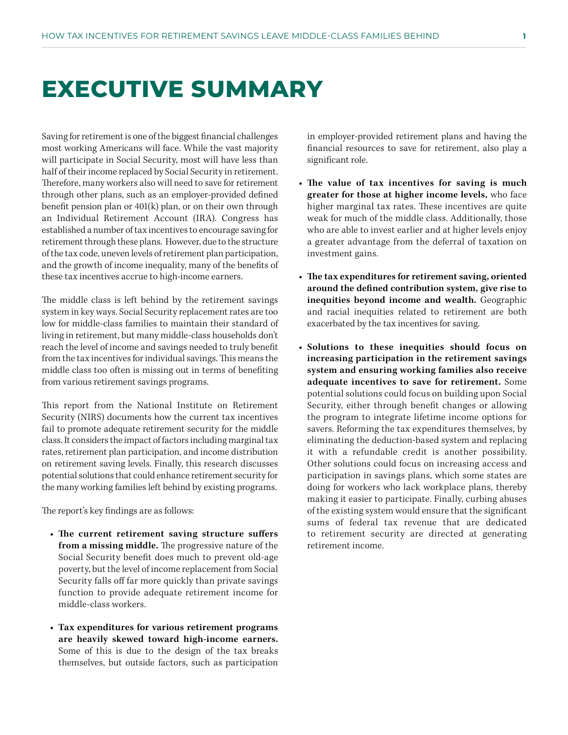# EXECUTIVE SUMMARY

Saving for retirement is one of the biggest financial challenges most working Americans will face. While the vast majority will participate in Social Security, most will have less than half of their income replaced by Social Security in retirement. Therefore, many workers also will need to save for retirement through other plans, such as an employer-provided defined benefit pension plan or 401(k) plan, or on their own through an Individual Retirement Account (IRA). Congress has established a number of tax incentives to encourage saving for retirement through these plans. However, due to the structure of the tax code, uneven levels of retirement plan participation, and the growth of income inequality, many of the benefits of these tax incentives accrue to high-income earners.

The middle class is left behind by the retirement savings system in key ways. Social Security replacement rates are too low for middle-class families to maintain their standard of living in retirement, but many middle-class households don't reach the level of income and savings needed to truly benefit from the tax incentives for individual savings. This means the middle class too often is missing out in terms of benefiting from various retirement savings programs.

This report from the National Institute on Retirement Security (NIRS) documents how the current tax incentives fail to promote adequate retirement security for the middle class. It considers the impact of factors including marginal tax rates, retirement plan participation, and income distribution on retirement saving levels. Finally, this research discusses potential solutions that could enhance retirement security for the many working families left behind by existing programs.

The report's key findings are as follows:

- **The current retirement saving structure suffers from a missing middle.** The progressive nature of the Social Security benefit does much to prevent old-age poverty, but the level of income replacement from Social Security falls off far more quickly than private savings function to provide adequate retirement income for middle-class workers.
- **Tax expenditures for various retirement programs are heavily skewed toward high-income earners.** Some of this is due to the design of the tax breaks themselves, but outside factors, such as participation in employer-provided retirement plans and having the financial resources to save for retirement, also play a significant role.
- **The value of tax incentives for saving is much greater for those at higher income levels,** who face higher marginal tax rates. These incentives are quite weak for much of the middle class. Additionally, those who are able to invest earlier and at higher levels enjoy a greater advantage from the deferral of taxation on investment gains.
- **The tax expenditures for retirement saving, oriented around the defined contribution system, give rise to inequities beyond income and wealth.** Geographic and racial inequities related to retirement are both exacerbated by the tax incentives for saving.
- **Solutions to these inequities should focus on increasing participation in the retirement savings system and ensuring working families also receive adequate incentives to save for retirement.** Some potential solutions could focus on building upon Social Security, either through benefit changes or allowing the program to integrate lifetime income options for savers. Reforming the tax expenditures themselves, by eliminating the deduction-based system and replacing it with a refundable credit is another possibility. Other solutions could focus on increasing access and participation in savings plans, which some states are doing for workers who lack workplace plans, thereby making it easier to participate. Finally, curbing abuses of the existing system would ensure that the significant sums of federal tax revenue that are dedicated to retirement security are directed at generating retirement income.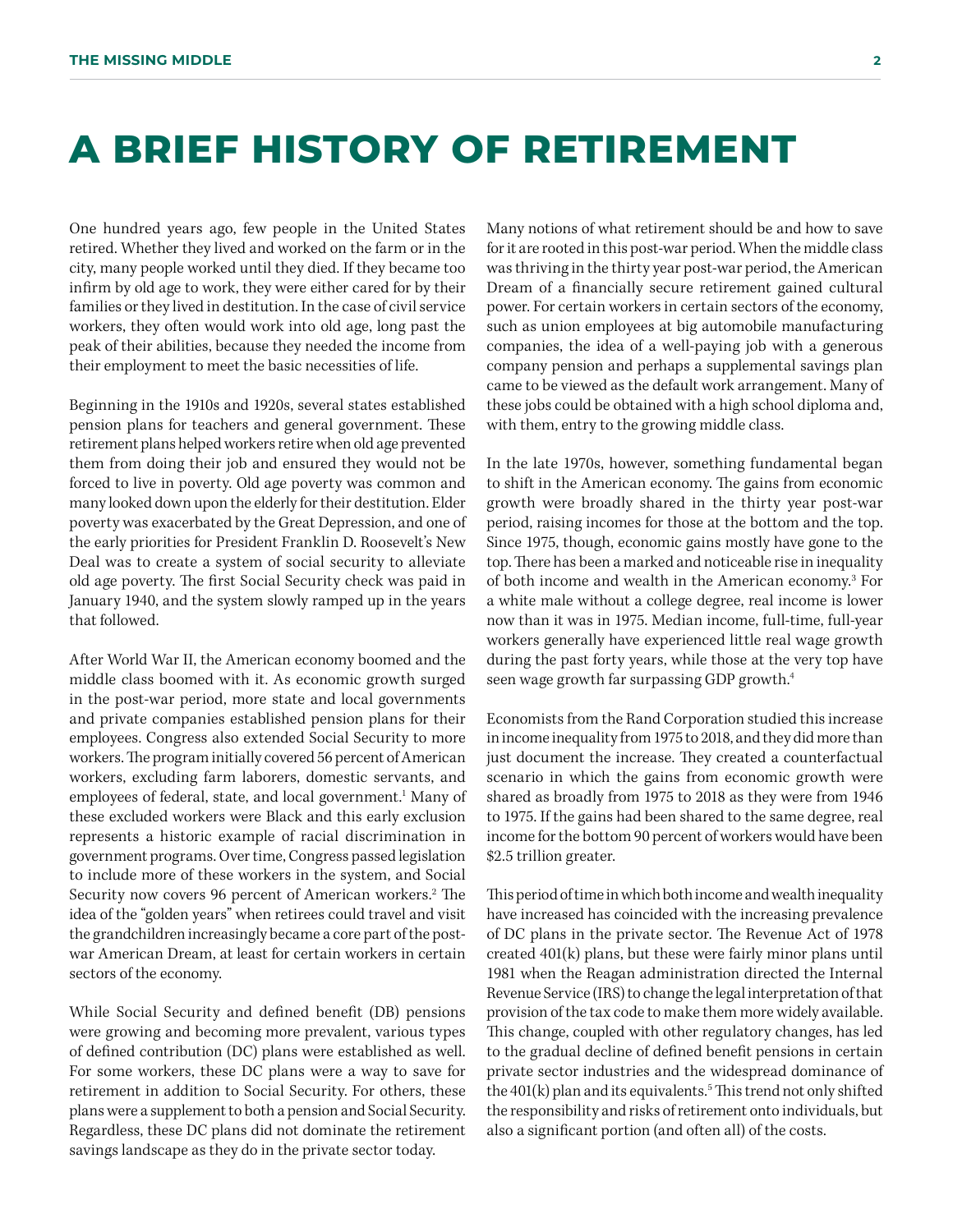# A BRIEF HISTORY OF RETIREMENT

One hundred years ago, few people in the United States retired. Whether they lived and worked on the farm or in the city, many people worked until they died. If they became too infirm by old age to work, they were either cared for by their families or they lived in destitution. In the case of civil service workers, they often would work into old age, long past the peak of their abilities, because they needed the income from their employment to meet the basic necessities of life.

Beginning in the 1910s and 1920s, several states established pension plans for teachers and general government. These retirement plans helped workers retire when old age prevented them from doing their job and ensured they would not be forced to live in poverty. Old age poverty was common and many looked down upon the elderly for their destitution. Elder poverty was exacerbated by the Great Depression, and one of the early priorities for President Franklin D. Roosevelt's New Deal was to create a system of social security to alleviate old age poverty. The first Social Security check was paid in January 1940, and the system slowly ramped up in the years that followed.

After World War II, the American economy boomed and the middle class boomed with it. As economic growth surged in the post-war period, more state and local governments and private companies established pension plans for their employees. Congress also extended Social Security to more workers. The program initially covered 56 percent of American workers, excluding farm laborers, domestic servants, and employees of federal, state, and local government.[1] Many of these excluded workers were Black and this early exclusion represents a historic example of racial discrimination in government programs. Over time, Congress passed legislation to include more of these workers in the system, and Social Security now covers 96 percent of American workers.[2] The idea of the "golden years" when retirees could travel and visit the grandchildren increasingly became a core part of the post-war American Dream, at least for certain workers in certain sectors of the economy.

While Social Security and defined benefit (DB) pensions were growing and becoming more prevalent, various types of defined contribution (DC) plans were established as well. For some workers, these DC plans were a way to save for retirement in addition to Social Security. For others, these plans were a supplement to both a pension and Social Security. Regardless, these DC plans did not dominate the retirement savings landscape as they do in the private sector today.

Many notions of what retirement should be and how to save for it are rooted in this post-war period. When the middle class was thriving in the thirty year post-war period, the American Dream of a financially secure retirement gained cultural power. For certain workers in certain sectors of the economy, such as union employees at big automobile manufacturing companies, the idea of a well-paying job with a generous company pension and perhaps a supplemental savings plan came to be viewed as the default work arrangement. Many of these jobs could be obtained with a high school diploma and, with them, entry to the growing middle class.

In the late 1970s, however, something fundamental began to shift in the American economy. The gains from economic growth were broadly shared in the thirty year post-war period, raising incomes for those at the bottom and the top. Since 1975, though, economic gains mostly have gone to the top. There has been a marked and noticeable rise in inequality of both income and wealth in the American economy.[3] For a white male without a college degree, real income is lower now than it was in 1975. Median income, full-time, full-year workers generally have experienced little real wage growth during the past forty years, while those at the very top have seen wage growth far surpassing GDP growth.[4]

Economists from the Rand Corporation studied this increase in income inequality from 1975 to 2018, and they did more than just document the increase. They created a counterfactual scenario in which the gains from economic growth were shared as broadly from 1975 to 2018 as they were from 1946 to 1975. If the gains had been shared to the same degree, real income for the bottom 90 percent of workers would have been $2.5 trillion greater.

This period of time in which both income and wealth inequality have increased has coincided with the increasing prevalence of DC plans in the private sector. The Revenue Act of 1978 created 401(k) plans, but these were fairly minor plans until 1981 when the Reagan administration directed the Internal Revenue Service (IRS) to change the legal interpretation of that provision of the tax code to make them more widely available. This change, coupled with other regulatory changes, has led to the gradual decline of defined benefit pensions in certain private sector industries and the widespread dominance of the 401(k) plan and its equivalents.[5] This trend not only shifted the responsibility and risks of retirement onto individuals, but also a significant portion (and often all) of the costs.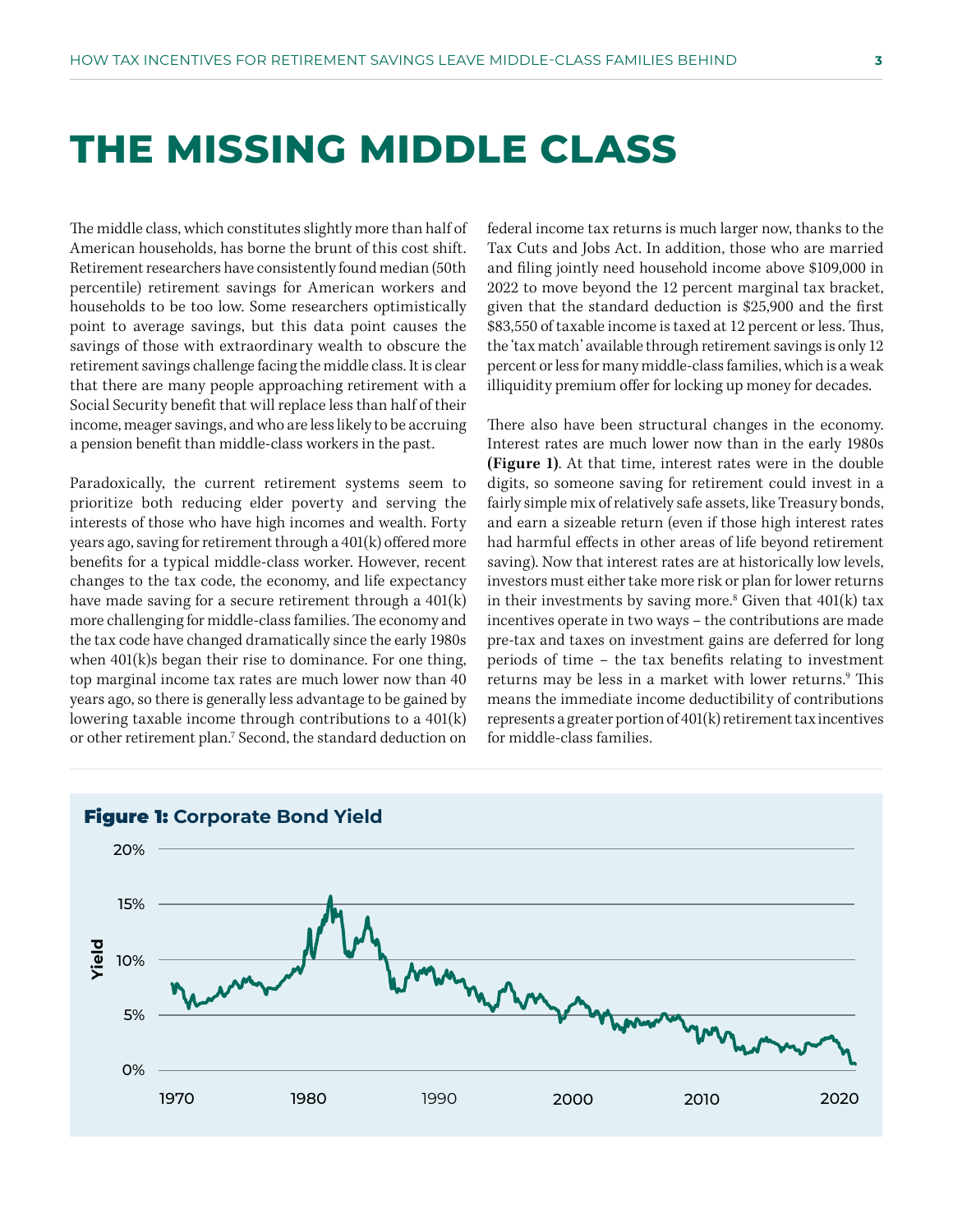# THE MISSING MIDDLE CLASS

The middle class, which constitutes slightly more than half of American households, has borne the brunt of this cost shift. Retirement researchers have consistently found median (50th percentile) retirement savings for American workers and households to be too low. Some researchers optimistically point to average savings, but this data point causes the savings of those with extraordinary wealth to obscure the retirement savings challenge facing the middle class. It is clear that there are many people approaching retirement with a Social Security benefit that will replace less than half of their income, meager savings, and who are less likely to be accruing a pension benefit than middle-class workers in the past.

Paradoxically, the current retirement systems seem to prioritize both reducing elder poverty and serving the interests of those who have high incomes and wealth. Forty years ago, saving for retirement through a 401(k) offered more benefits for a typical middle-class worker. However, recent changes to the tax code, the economy, and life expectancy have made saving for a secure retirement through a 401(k) more challenging for middle-class families. The economy and the tax code have changed dramatically since the early 1980s when 401(k)s began their rise to dominance. For one thing, top marginal income tax rates are much lower now than 40 years ago, so there is generally less advantage to be gained by lowering taxable income through contributions to a 401(k) or other retirement plan.[7] Second, the standard deduction on federal income tax returns is much larger now, thanks to the Tax Cuts and Jobs Act. In addition, those who are married and filing jointly need household income above $109,000 in 2022 to move beyond the 12 percent marginal tax bracket, given that the standard deduction is $25,900 and the first $83,550 of taxable income is taxed at 12 percent or less. Thus, the 'tax match' available through retirement savings is only 12 percent or less for many middle-class families, which is a weak illiquidity premium offer for locking up money for decades.

There also have been structural changes in the economy. Interest rates are much lower now than in the early 1980s **(Figure 1)**. At that time, interest rates were in the double digits, so someone saving for retirement could invest in a fairly simple mix of relatively safe assets, like Treasury bonds, and earn a sizeable return (even if those high interest rates had harmful effects in other areas of life beyond retirement saving). Now that interest rates are at historically low levels, investors must either take more risk or plan for lower returns in their investments by saving more.[8] Given that 401(k) tax incentives operate in two ways – the contributions are made pre-tax and taxes on investment gains are deferred for long periods of time – the tax benefits relating to investment returns may be less in a market with lower returns.[9] This means the immediate income deductibility of contributions represents a greater portion of 401(k) retirement tax incentives for middle-class families.

**Figure 1:** Corporate Bond Yield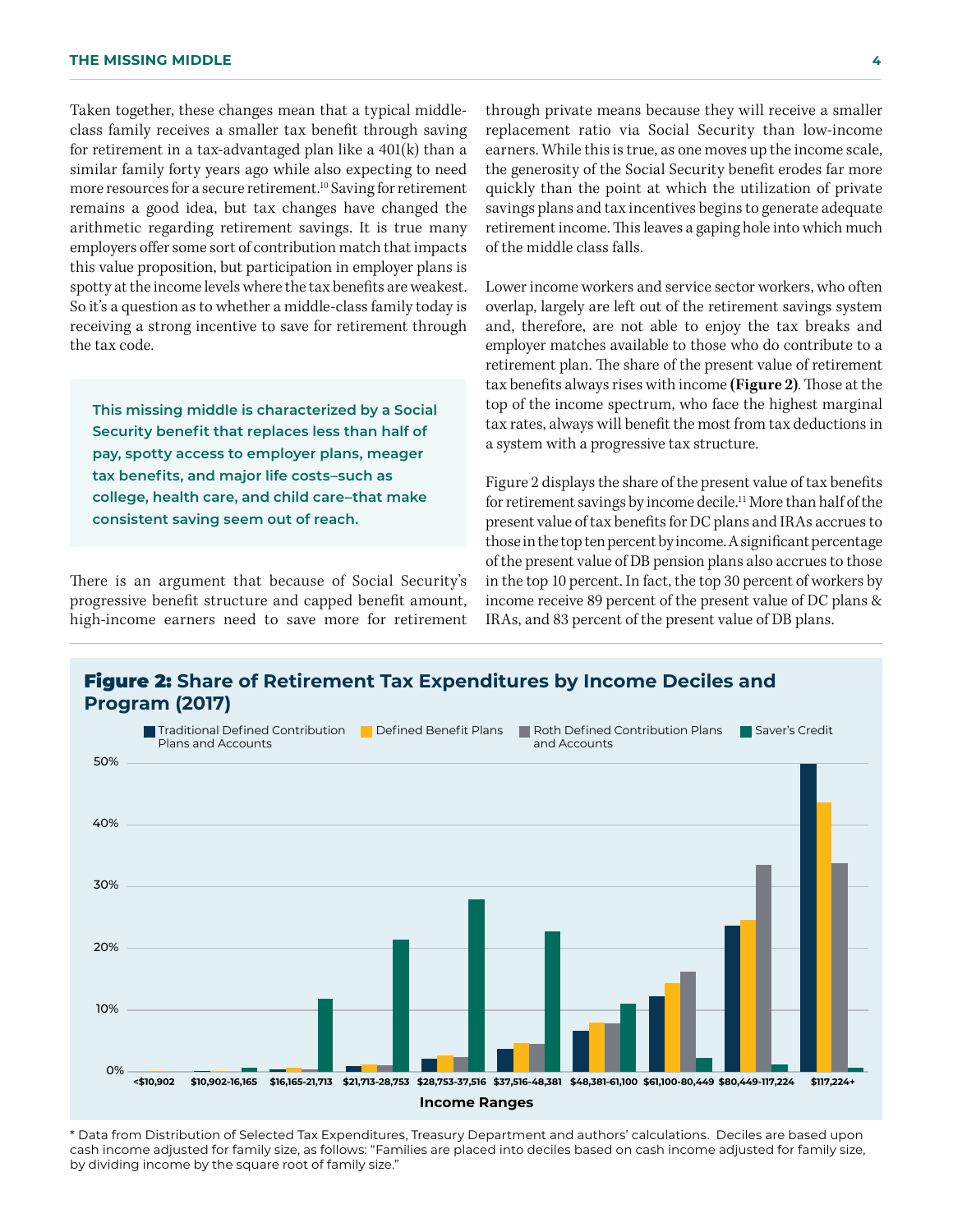Taken together, these changes mean that a typical middle-class family receives a smaller tax benefit through saving for retirement in a tax-advantaged plan like a 401(k) than a similar family forty years ago while also expecting to need more resources for a secure retirement.[10] Saving for retirement remains a good idea, but tax changes have changed the arithmetic regarding retirement savings. It is true many employers offer some sort of contribution match that impacts this value proposition, but participation in employer plans is spotty at the income levels where the tax benefits are weakest. So it's a question as to whether a middle-class family today is receiving a strong incentive to save for retirement through the tax code.

> **This missing middle is characterized by a Social Security benefit that replaces less than half of pay, spotty access to employer plans, meager tax benefits, and major life costs–such as college, health care, and child care–that make consistent saving seem out of reach.**

There is an argument that because of Social Security's progressive benefit structure and capped benefit amount, high-income earners need to save more for retirement through private means because they will receive a smaller replacement ratio via Social Security than low-income earners. While this is true, as one moves up the income scale, the generosity of the Social Security benefit erodes far more quickly than the point at which the utilization of private savings plans and tax incentives begins to generate adequate retirement income. This leaves a gaping hole into which much of the middle class falls.

Lower income workers and service sector workers, who often overlap, largely are left out of the retirement savings system and, therefore, are not able to enjoy the tax breaks and employer matches available to those who do contribute to a retirement plan. The share of the present value of retirement tax benefits always rises with income **(Figure 2)**. Those at the top of the income spectrum, who face the highest marginal tax rates, always will benefit the most from tax deductions in a system with a progressive tax structure.

Figure 2 displays the share of the present value of tax benefits for retirement savings by income decile.[11] More than half of the present value of tax benefits for DC plans and IRAs accrues to those in the top ten percent by income. A significant percentage of the present value of DB pension plans also accrues to those in the top 10 percent. In fact, the top 30 percent of workers by income receive 89 percent of the present value of DC plans & IRAs, and 83 percent of the present value of DB plans.

**Figure 2: Share of Retirement Tax Expenditures by Income Deciles and Program (2017)**

\* Data from Distribution of Selected Tax Expenditures, Treasury Department and authors' calculations. Deciles are based upon cash income adjusted for family size, as follows: "Families are placed into deciles based on cash income adjusted for family size, by dividing income by the square root of family size."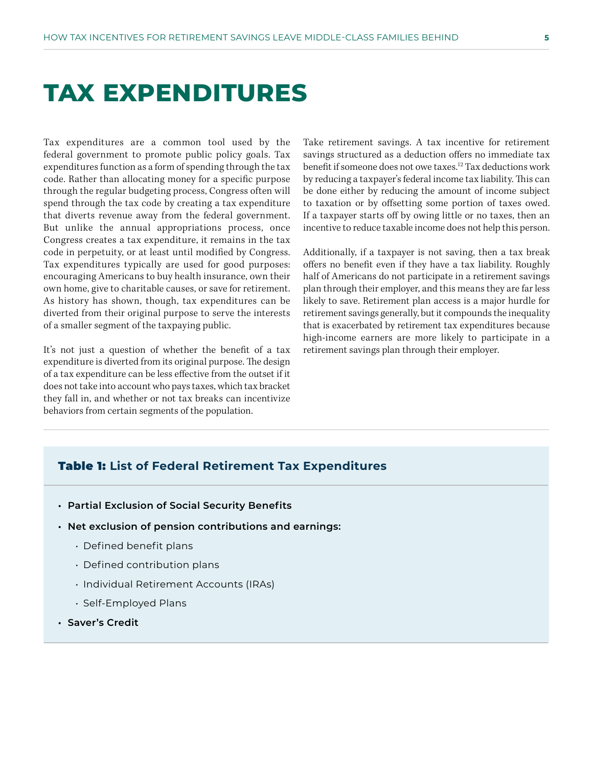# TAX EXPENDITURES

Tax expenditures are a common tool used by the federal government to promote public policy goals. Tax expenditures function as a form of spending through the tax code. Rather than allocating money for a specific purpose through the regular budgeting process, Congress often will spend through the tax code by creating a tax expenditure that diverts revenue away from the federal government. But unlike the annual appropriations process, once Congress creates a tax expenditure, it remains in the tax code in perpetuity, or at least until modified by Congress. Tax expenditures typically are used for good purposes: encouraging Americans to buy health insurance, own their own home, give to charitable causes, or save for retirement. As history has shown, though, tax expenditures can be diverted from their original purpose to serve the interests of a smaller segment of the taxpaying public.

It's not just a question of whether the benefit of a tax expenditure is diverted from its original purpose. The design of a tax expenditure can be less effective from the outset if it does not take into account who pays taxes, which tax bracket they fall in, and whether or not tax breaks can incentivize behaviors from certain segments of the population.

Take retirement savings. A tax incentive for retirement savings structured as a deduction offers no immediate tax benefit if someone does not owe taxes.[12] Tax deductions work by reducing a taxpayer's federal income tax liability. This can be done either by reducing the amount of income subject to taxation or by offsetting some portion of taxes owed. If a taxpayer starts off by owing little or no taxes, then an incentive to reduce taxable income does not help this person.

Additionally, if a taxpayer is not saving, then a tax break offers no benefit even if they have a tax liability. Roughly half of Americans do not participate in a retirement savings plan through their employer, and this means they are far less likely to save. Retirement plan access is a major hurdle for retirement savings generally, but it compounds the inequality that is exacerbated by retirement tax expenditures because high-income earners are more likely to participate in a retirement savings plan through their employer.

**Table 1:** **List of Federal Retirement Tax Expenditures**

- **Partial Exclusion of Social Security Benefits**
- **Net exclusion of pension contributions and earnings:**
  - Defined benefit plans
  - Defined contribution plans
  - Individual Retirement Accounts (IRAs)
  - Self-Employed Plans
- **Saver's Credit**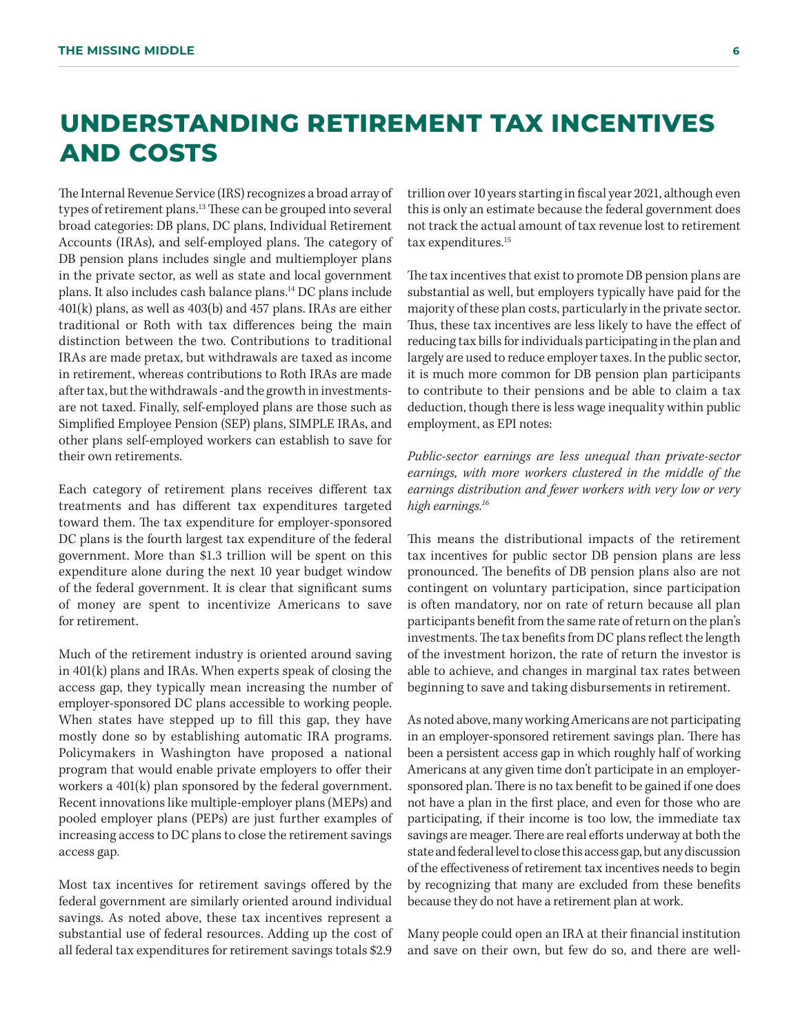# UNDERSTANDING RETIREMENT TAX INCENTIVES AND COSTS

The Internal Revenue Service (IRS) recognizes a broad array of types of retirement plans.[13] These can be grouped into several broad categories: DB plans, DC plans, Individual Retirement Accounts (IRAs), and self-employed plans. The category of DB pension plans includes single and multiemployer plans in the private sector, as well as state and local government plans. It also includes cash balance plans.[14] DC plans include 401(k) plans, as well as 403(b) and 457 plans. IRAs are either traditional or Roth with tax differences being the main distinction between the two. Contributions to traditional IRAs are made pretax, but withdrawals are taxed as income in retirement, whereas contributions to Roth IRAs are made after tax, but the withdrawals -and the growth in investments- are not taxed. Finally, self-employed plans are those such as Simplified Employee Pension (SEP) plans, SIMPLE IRAs, and other plans self-employed workers can establish to save for their own retirements.

Each category of retirement plans receives different tax treatments and has different tax expenditures targeted toward them. The tax expenditure for employer-sponsored DC plans is the fourth largest tax expenditure of the federal government. More than $1.3 trillion will be spent on this expenditure alone during the next 10 year budget window of the federal government. It is clear that significant sums of money are spent to incentivize Americans to save for retirement.

Much of the retirement industry is oriented around saving in 401(k) plans and IRAs. When experts speak of closing the access gap, they typically mean increasing the number of employer-sponsored DC plans accessible to working people. When states have stepped up to fill this gap, they have mostly done so by establishing automatic IRA programs. Policymakers in Washington have proposed a national program that would enable private employers to offer their workers a 401(k) plan sponsored by the federal government. Recent innovations like multiple-employer plans (MEPs) and pooled employer plans (PEPs) are just further examples of increasing access to DC plans to close the retirement savings access gap.

Most tax incentives for retirement savings offered by the federal government are similarly oriented around individual savings. As noted above, these tax incentives represent a substantial use of federal resources. Adding up the cost of all federal tax expenditures for retirement savings totals $2.9 trillion over 10 years starting in fiscal year 2021, although even this is only an estimate because the federal government does not track the actual amount of tax revenue lost to retirement tax expenditures.[15]

The tax incentives that exist to promote DB pension plans are substantial as well, but employers typically have paid for the majority of these plan costs, particularly in the private sector. Thus, these tax incentives are less likely to have the effect of reducing tax bills for individuals participating in the plan and largely are used to reduce employer taxes. In the public sector, it is much more common for DB pension plan participants to contribute to their pensions and be able to claim a tax deduction, though there is less wage inequality within public employment, as EPI notes:

*Public-sector earnings are less unequal than private-sector earnings, with more workers clustered in the middle of the earnings distribution and fewer workers with very low or very high earnings.*[16]

This means the distributional impacts of the retirement tax incentives for public sector DB pension plans are less pronounced. The benefits of DB pension plans also are not contingent on voluntary participation, since participation is often mandatory, nor on rate of return because all plan participants benefit from the same rate of return on the plan's investments. The tax benefits from DC plans reflect the length of the investment horizon, the rate of return the investor is able to achieve, and changes in marginal tax rates between beginning to save and taking disbursements in retirement.

As noted above, many working Americans are not participating in an employer-sponsored retirement savings plan. There has been a persistent access gap in which roughly half of working Americans at any given time don't participate in an employer-sponsored plan. There is no tax benefit to be gained if one does not have a plan in the first place, and even for those who are participating, if their income is too low, the immediate tax savings are meager. There are real efforts underway at both the state and federal level to close this access gap, but any discussion of the effectiveness of retirement tax incentives needs to begin by recognizing that many are excluded from these benefits because they do not have a retirement plan at work.

Many people could open an IRA at their financial institution and save on their own, but few do so, and there are well-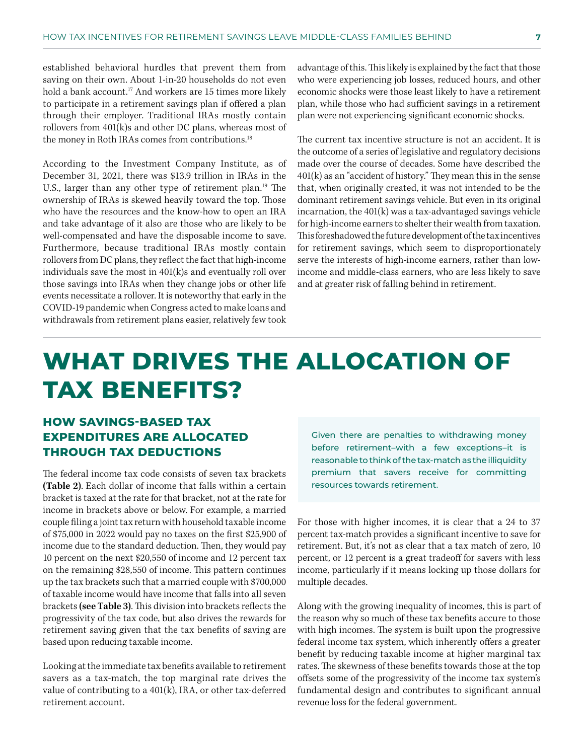established behavioral hurdles that prevent them from saving on their own. About 1-in-20 households do not even hold a bank account.[17] And workers are 15 times more likely to participate in a retirement savings plan if offered a plan through their employer. Traditional IRAs mostly contain rollovers from 401(k)s and other DC plans, whereas most of the money in Roth IRAs comes from contributions.[18]

According to the Investment Company Institute, as of December 31, 2021, there was $13.9 trillion in IRAs in the U.S., larger than any other type of retirement plan.[19] The ownership of IRAs is skewed heavily toward the top. Those who have the resources and the know-how to open an IRA and take advantage of it also are those who are likely to be well-compensated and have the disposable income to save. Furthermore, because traditional IRAs mostly contain rollovers from DC plans, they reflect the fact that high-income individuals save the most in 401(k)s and eventually roll over those savings into IRAs when they change jobs or other life events necessitate a rollover. It is noteworthy that early in the COVID-19 pandemic when Congress acted to make loans and withdrawals from retirement plans easier, relatively few took advantage of this. This likely is explained by the fact that those who were experiencing job losses, reduced hours, and other economic shocks were those least likely to have a retirement plan, while those who had sufficient savings in a retirement plan were not experiencing significant economic shocks.

The current tax incentive structure is not an accident. It is the outcome of a series of legislative and regulatory decisions made over the course of decades. Some have described the 401(k) as an "accident of history." They mean this in the sense that, when originally created, it was not intended to be the dominant retirement savings vehicle. But even in its original incarnation, the 401(k) was a tax-advantaged savings vehicle for high-income earners to shelter their wealth from taxation. This foreshadowed the future development of the tax incentives for retirement savings, which seem to disproportionately serve the interests of high-income earners, rather than low-income and middle-class earners, who are less likely to save and at greater risk of falling behind in retirement.

# WHAT DRIVES THE ALLOCATION OF TAX BENEFITS?

## HOW SAVINGS-BASED TAX EXPENDITURES ARE ALLOCATED THROUGH TAX DEDUCTIONS

The federal income tax code consists of seven tax brackets **(Table 2)**. Each dollar of income that falls within a certain bracket is taxed at the rate for that bracket, not at the rate for income in brackets above or below. For example, a married couple filing a joint tax return with household taxable income of $75,000 in 2022 would pay no taxes on the first $25,900 of income due to the standard deduction. Then, they would pay 10 percent on the next $20,550 of income and 12 percent tax on the remaining $28,550 of income. This pattern continues up the tax brackets such that a married couple with $700,000 of taxable income would have income that falls into all seven brackets **(see Table 3)**. This division into brackets reflects the progressivity of the tax code, but also drives the rewards for retirement saving given that the tax benefits of saving are based upon reducing taxable income.

Looking at the immediate tax benefits available to retirement savers as a tax-match, the top marginal rate drives the value of contributing to a 401(k), IRA, or other tax-deferred retirement account.

> Given there are penalties to withdrawing money before retirement–with a few exceptions–it is reasonable to think of the tax-match as the illiquidity premium that savers receive for committing resources towards retirement.

For those with higher incomes, it is clear that a 24 to 37 percent tax-match provides a significant incentive to save for retirement. But, it's not as clear that a tax match of zero, 10 percent, or 12 percent is a great tradeoff for savers with less income, particularly if it means locking up those dollars for multiple decades.

Along with the growing inequality of incomes, this is part of the reason why so much of these tax benefits accure to those with high incomes. The system is built upon the progressive federal income tax system, which inherently offers a greater benefit by reducing taxable income at higher marginal tax rates. The skewness of these benefits towards those at the top offsets some of the progressivity of the income tax system's fundamental design and contributes to significant annual revenue loss for the federal government.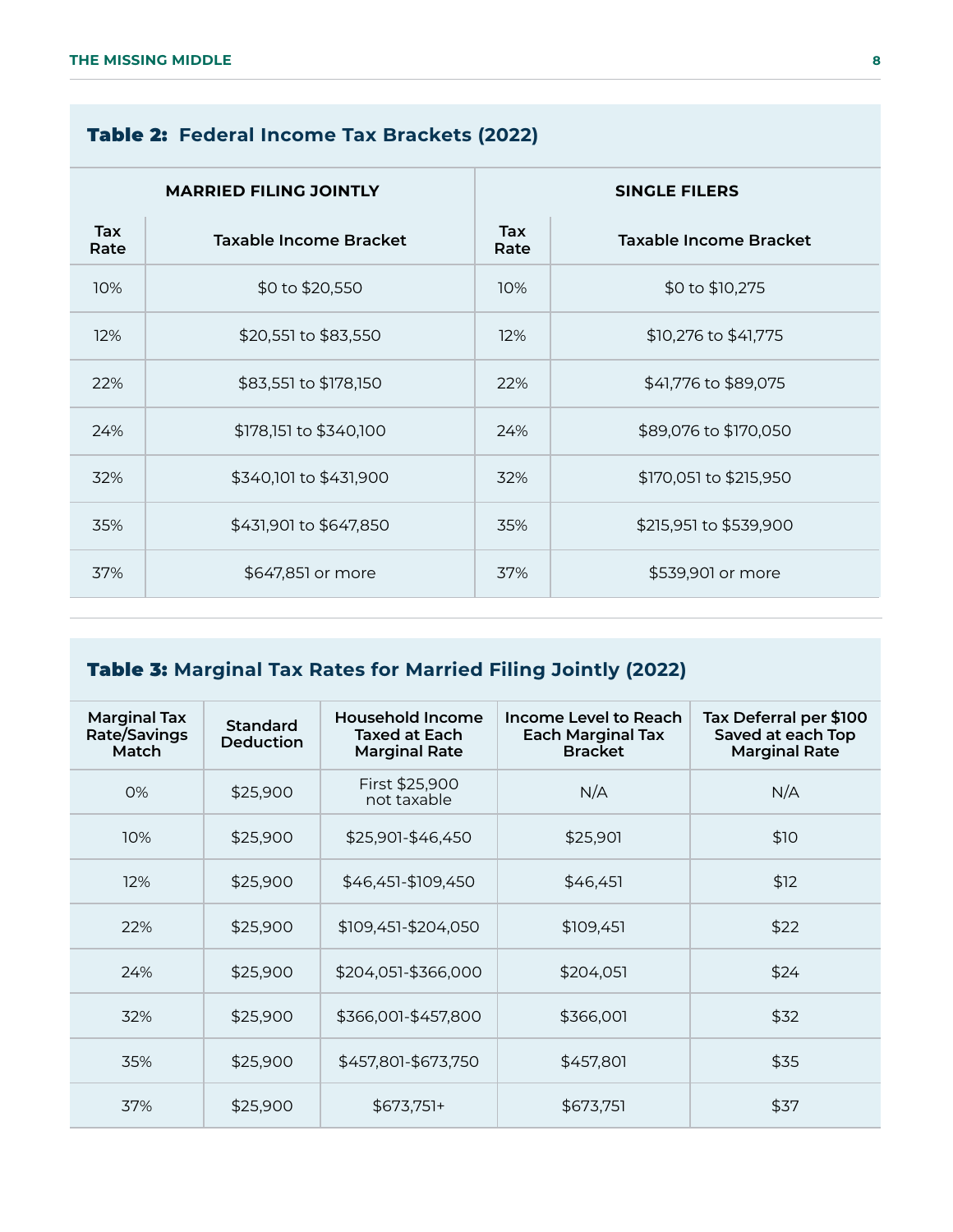**Table 2: Federal Income Tax Brackets (2022)**

| MARRIED FILING JOINTLY | | SINGLE FILERS | |
|---|---|---|---|
| Tax Rate | Taxable Income Bracket | Tax Rate | Taxable Income Bracket |
| 10% | $0 to $20,550 | 10% | $0 to $10,275 |
| 12% | $20,551 to $83,550 | 12% | $10,276 to $41,775 |
| 22% | $83,551 to $178,150 | 22% | $41,776 to $89,075 |
| 24% | $178,151 to $340,100 | 24% | $89,076 to $170,050 |
| 32% | $340,101 to $431,900 | 32% | $170,051 to $215,950 |
| 35% | $431,901 to $647,850 | 35% | $215,951 to $539,900 |
| 37% | $647,851 or more | 37% | $539,901 or more |

**Table 3: Marginal Tax Rates for Married Filing Jointly (2022)**

| Marginal Tax Rate/Savings Match | Standard Deduction | Household Income Taxed at Each Marginal Rate | Income Level to Reach Each Marginal Tax Bracket | Tax Deferral per $100 Saved at each Top Marginal Rate |
|---|---|---|---|---|
| 0% | $25,900 | First $25,900 not taxable | N/A | N/A |
| 10% | $25,900 | $25,901-$46,450 | $25,901 | $10 |
| 12% | $25,900 | $46,451-$109,450 | $46,451 | $12 |
| 22% | $25,900 | $109,451-$204,050 | $109,451 | $22 |
| 24% | $25,900 | $204,051-$366,000 | $204,051 | $24 |
| 32% | $25,900 | $366,001-$457,800 | $366,001 | $32 |
| 35% | $25,900 | $457,801-$673,750 | $457,801 | $35 |
| 37% | $25,900 | $673,751+ | $673,751 | $37 |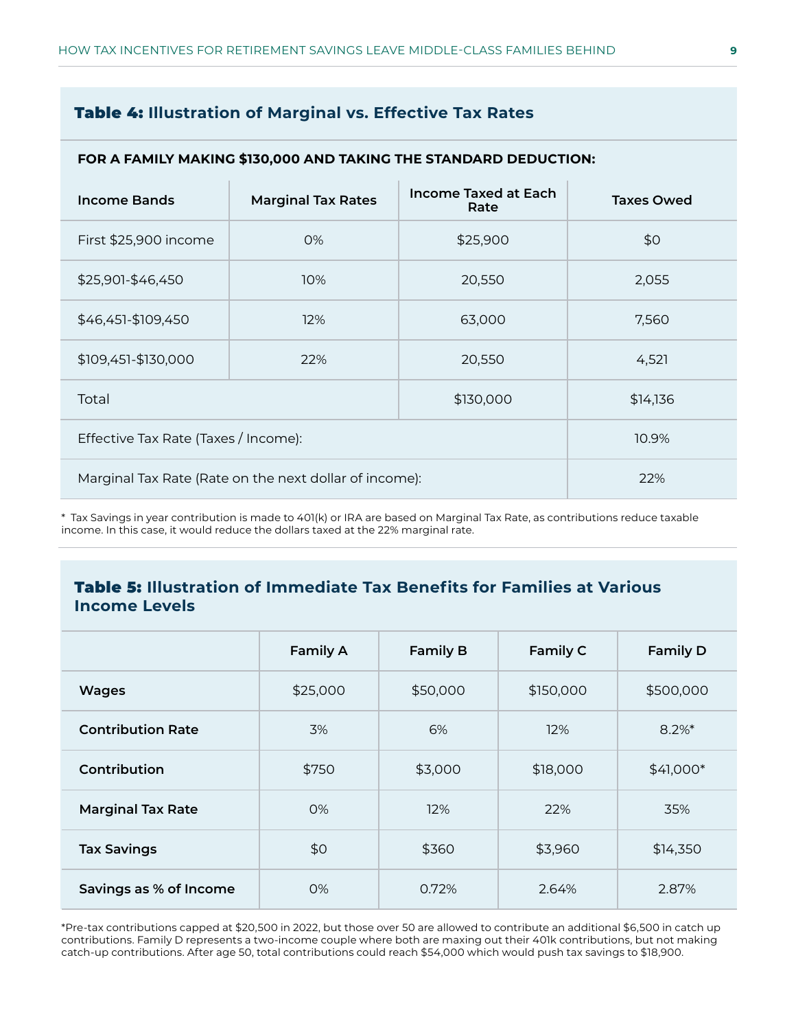### **Table 4:** Illustration of Marginal vs. Effective Tax Rates

**FOR A FAMILY MAKING $130,000 AND TAKING THE STANDARD DEDUCTION:**

| Income Bands | Marginal Tax Rates | Income Taxed at Each Rate | Taxes Owed |
|---|---|---|---|
| First $25,900 income | 0% | $25,900 | $0 |
| $25,901-$46,450 | 10% | 20,550 | 2,055 |
| $46,451-$109,450 | 12% | 63,000 | 7,560 |
| $109,451-$130,000 | 22% | 20,550 | 4,521 |
| Total | | $130,000 | $14,136 |
| Effective Tax Rate (Taxes / Income): | | | 10.9% |
| Marginal Tax Rate (Rate on the next dollar of income): | | | 22% |

\* Tax Savings in year contribution is made to 401(k) or IRA are based on Marginal Tax Rate, as contributions reduce taxable income. In this case, it would reduce the dollars taxed at the 22% marginal rate.

### **Table 5:** Illustration of Immediate Tax Benefits for Families at Various Income Levels

| | Family A | Family B | Family C | Family D |
|---|---|---|---|---|
| **Wages** | $25,000 | $50,000 | $150,000 | $500,000 |
| **Contribution Rate** | 3% | 6% | 12% | 8.2%* |
| **Contribution** | $750 | $3,000 | $18,000 | $41,000* |
| **Marginal Tax Rate** | 0% | 12% | 22% | 35% |
| **Tax Savings** | $0 | $360 | $3,960 | $14,350 |
| **Savings as % of Income** | 0% | 0.72% | 2.64% | 2.87% |

*Pre-tax contributions capped at $20,500 in 2022, but those over 50 are allowed to contribute an additional $6,500 in catch up contributions. Family D represents a two-income couple where both are maxing out their 401k contributions, but not making catch-up contributions. After age 50, total contributions could reach $54,000 which would push tax savings to $18,900.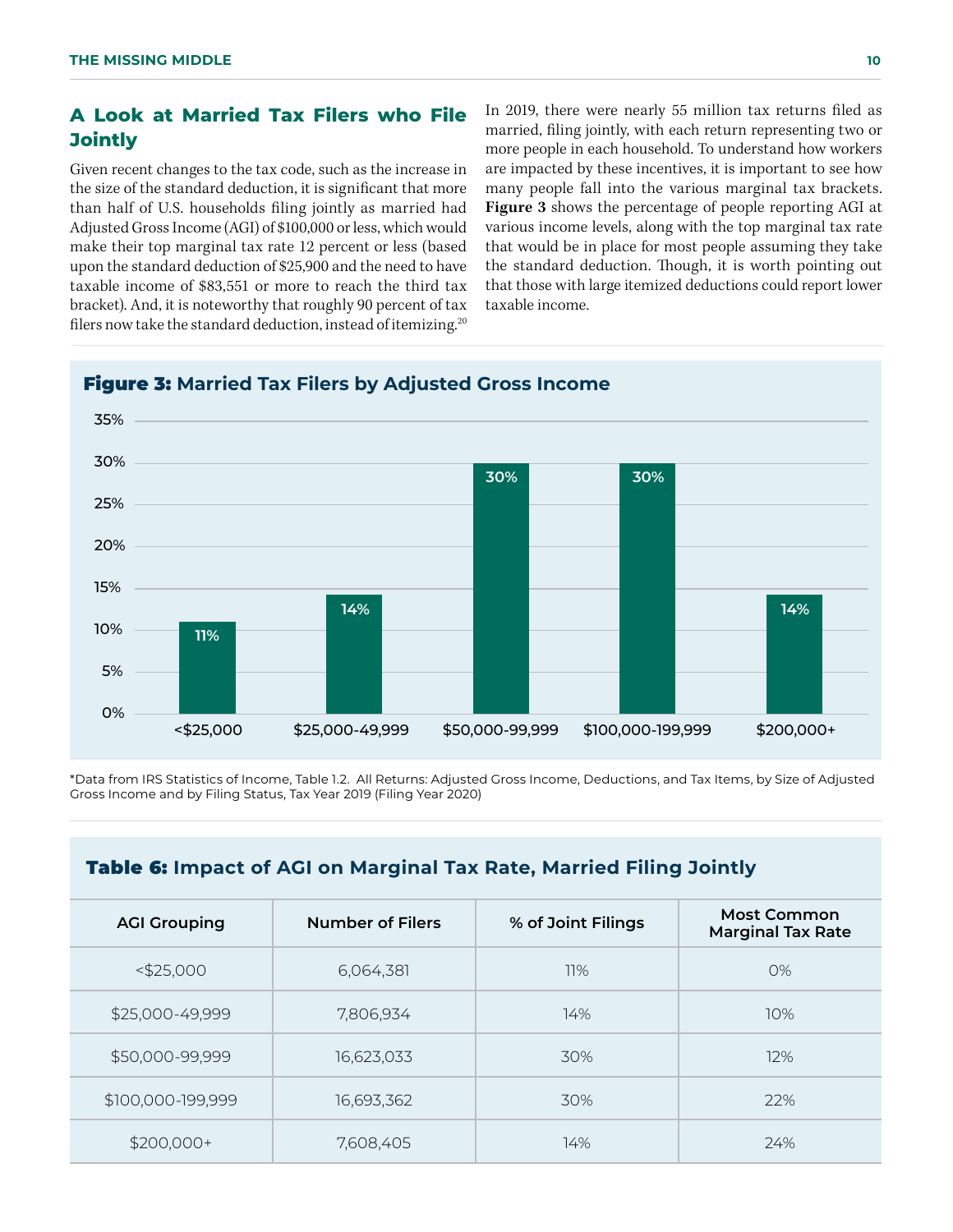## A Look at Married Tax Filers who File Jointly

Given recent changes to the tax code, such as the increase in the size of the standard deduction, it is significant that more than half of U.S. households filing jointly as married had Adjusted Gross Income (AGI) of $100,000 or less, which would make their top marginal tax rate 12 percent or less (based upon the standard deduction of $25,900 and the need to have taxable income of $83,551 or more to reach the third tax bracket). And, it is noteworthy that roughly 90 percent of tax filers now take the standard deduction, instead of itemizing.[20]

In 2019, there were nearly 55 million tax returns filed as married, filing jointly, with each return representing two or more people in each household. To understand how workers are impacted by these incentives, it is important to see how many people fall into the various marginal tax brackets. **Figure 3** shows the percentage of people reporting AGI at various income levels, along with the top marginal tax rate that would be in place for most people assuming they take the standard deduction. Though, it is worth pointing out that those with large itemized deductions could report lower taxable income.

**Figure 3:** Married Tax Filers by Adjusted Gross Income

| AGI | Share of Filers |
|---|---|
| <$25,000 | 11% |
| $25,000-49,999 | 14% |
| $50,000-99,999 | 30% |
| $100,000-199,999 | 30% |
| $200,000+ | 14% |

*Data from IRS Statistics of Income, Table 1.2. All Returns: Adjusted Gross Income, Deductions, and Tax Items, by Size of Adjusted Gross Income and by Filing Status, Tax Year 2019 (Filing Year 2020)

**Table 6:** Impact of AGI on Marginal Tax Rate, Married Filing Jointly

| AGI Grouping | Number of Filers | % of Joint Filings | Most Common Marginal Tax Rate |
|---|---|---|---|
| <$25,000 | 6,064,381 | 11% | 0% |
| $25,000-49,999 | 7,806,934 | 14% | 10% |
| $50,000-99,999 | 16,623,033 | 30% | 12% |
| $100,000-199,999 | 16,693,362 | 30% | 22% |
| $200,000+ | 7,608,405 | 14% | 24% |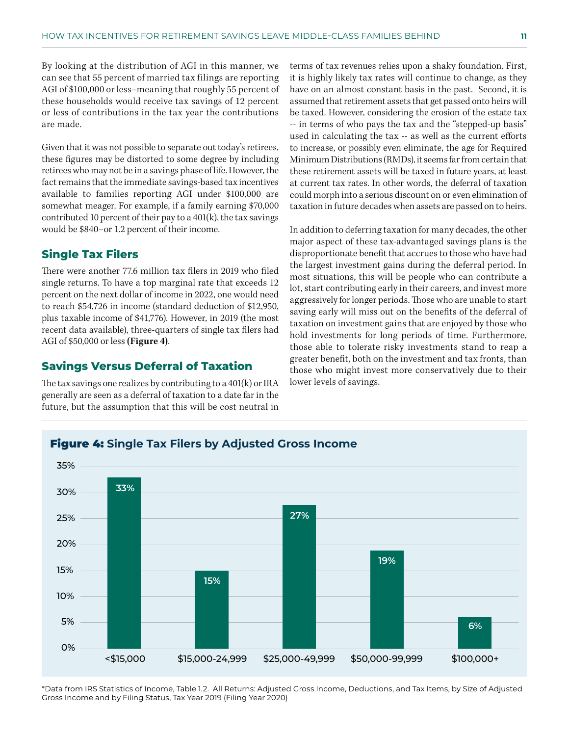By looking at the distribution of AGI in this manner, we can see that 55 percent of married tax filings are reporting AGI of $100,000 or less–meaning that roughly 55 percent of these households would receive tax savings of 12 percent or less of contributions in the tax year the contributions are made.

Given that it was not possible to separate out today's retirees, these figures may be distorted to some degree by including retirees who may not be in a savings phase of life. However, the fact remains that the immediate savings-based tax incentives available to families reporting AGI under $100,000 are somewhat meager. For example, if a family earning $70,000 contributed 10 percent of their pay to a 401(k), the tax savings would be $840–or 1.2 percent of their income.

## Single Tax Filers

There were another 77.6 million tax filers in 2019 who filed single returns. To have a top marginal rate that exceeds 12 percent on the next dollar of income in 2022, one would need to reach $54,726 in income (standard deduction of $12,950, plus taxable income of $41,776). However, in 2019 (the most recent data available), three-quarters of single tax filers had AGI of $50,000 or less **(Figure 4)**.

## Savings Versus Deferral of Taxation

The tax savings one realizes by contributing to a 401(k) or IRA generally are seen as a deferral of taxation to a date far in the future, but the assumption that this will be cost neutral in terms of tax revenues relies upon a shaky foundation. First, it is highly likely tax rates will continue to change, as they have on an almost constant basis in the past. Second, it is assumed that retirement assets that get passed onto heirs will be taxed. However, considering the erosion of the estate tax -- in terms of who pays the tax and the "stepped-up basis" used in calculating the tax -- as well as the current efforts to increase, or possibly even eliminate, the age for Required Minimum Distributions (RMDs), it seems far from certain that these retirement assets will be taxed in future years, at least at current tax rates. In other words, the deferral of taxation could morph into a serious discount on or even elimination of taxation in future decades when assets are passed on to heirs.

In addition to deferring taxation for many decades, the other major aspect of these tax-advantaged savings plans is the disproportionate benefit that accrues to those who have had the largest investment gains during the deferral period. In most situations, this will be people who can contribute a lot, start contributing early in their careers, and invest more aggressively for longer periods. Those who are unable to start saving early will miss out on the benefits of the deferral of taxation on investment gains that are enjoyed by those who hold investments for long periods of time. Furthermore, those able to tolerate risky investments stand to reap a greater benefit, both on the investment and tax fronts, than those who might invest more conservatively due to their lower levels of savings.

**Figure 4:** Single Tax Filers by Adjusted Gross Income

| AGI | Share of Single Tax Filers |
|---|---|
| <$15,000 | 33% |
| $15,000-24,999 | 15% |
| $25,000-49,999 | 27% |
| $50,000-99,999 | 19% |
| $100,000+ | 6% |

*Data from IRS Statistics of Income, Table 1.2. All Returns: Adjusted Gross Income, Deductions, and Tax Items, by Size of Adjusted Gross Income and by Filing Status, Tax Year 2019 (Filing Year 2020)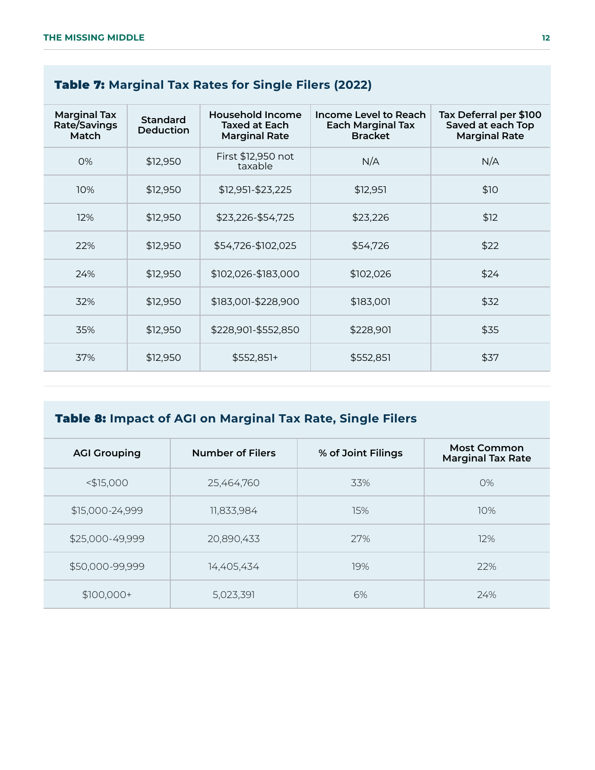**Table 7:** Marginal Tax Rates for Single Filers (2022)

| Marginal Tax Rate/Savings Match | Standard Deduction | Household Income Taxed at Each Marginal Rate | Income Level to Reach Each Marginal Tax Bracket | Tax Deferral per $100 Saved at each Top Marginal Rate |
|---|---|---|---|---|
| 0% | $12,950 | First $12,950 not taxable | N/A | N/A |
| 10% | $12,950 | $12,951-$23,225 | $12,951 | $10 |
| 12% | $12,950 | $23,226-$54,725 | $23,226 | $12 |
| 22% | $12,950 | $54,726-$102,025 | $54,726 | $22 |
| 24% | $12,950 | $102,026-$183,000 | $102,026 | $24 |
| 32% | $12,950 | $183,001-$228,900 | $183,001 | $32 |
| 35% | $12,950 | $228,901-$552,850 | $228,901 | $35 |
| 37% | $12,950 | $552,851+ | $552,851 | $37 |

**Table 8:** Impact of AGI on Marginal Tax Rate, Single Filers

| AGI Grouping | Number of Filers | % of Joint Filings | Most Common Marginal Tax Rate |
|---|---|---|---|
| <$15,000 | 25,464,760 | 33% | 0% |
| $15,000-24,999 | 11,833,984 | 15% | 10% |
| $25,000-49,999 | 20,890,433 | 27% | 12% |
| $50,000-99,999 | 14,405,434 | 19% | 22% |
| $100,000+ | 5,023,391 | 6% | 24% |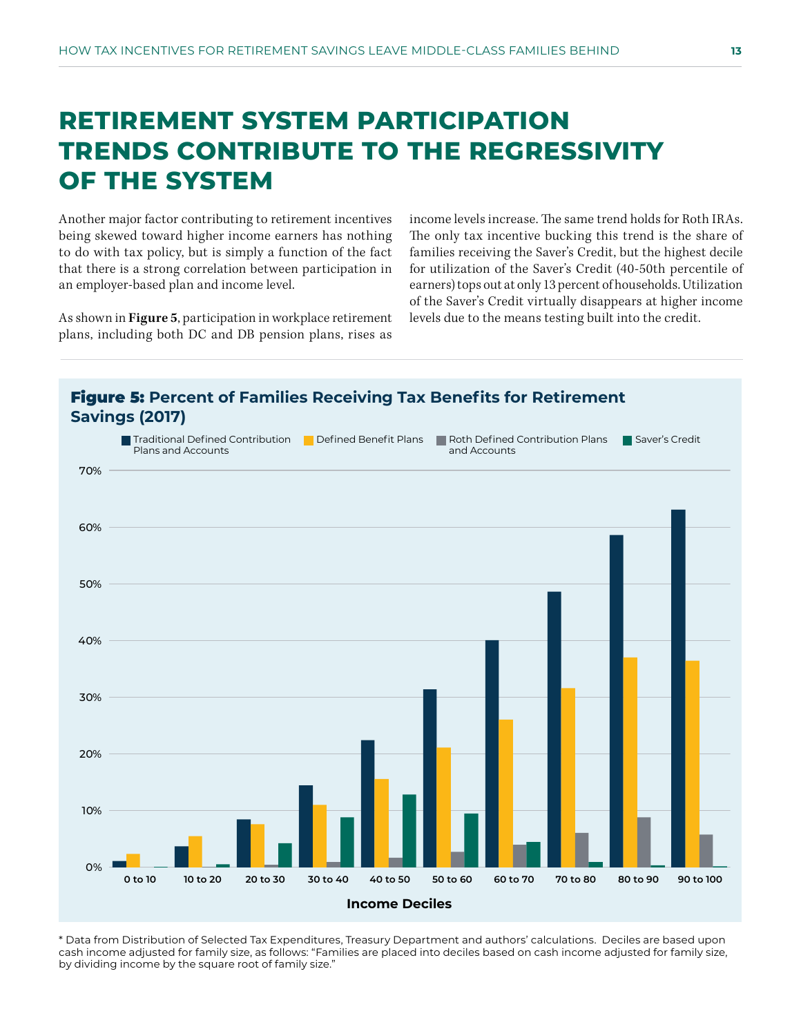# RETIREMENT SYSTEM PARTICIPATION TRENDS CONTRIBUTE TO THE REGRESSIVITY OF THE SYSTEM

Another major factor contributing to retirement incentives being skewed toward higher income earners has nothing to do with tax policy, but is simply a function of the fact that there is a strong correlation between participation in an employer-based plan and income level.

As shown in **Figure 5**, participation in workplace retirement plans, including both DC and DB pension plans, rises as income levels increase. The same trend holds for Roth IRAs. The only tax incentive bucking this trend is the share of families receiving the Saver's Credit, but the highest decile for utilization of the Saver's Credit (40-50th percentile of earners) tops out at only 13 percent of households. Utilization of the Saver's Credit virtually disappears at higher income levels due to the means testing built into the credit.

**Figure 5:** Percent of Families Receiving Tax Benefits for Retirement Savings (2017)

* Data from Distribution of Selected Tax Expenditures, Treasury Department and authors' calculations. Deciles are based upon cash income adjusted for family size, as follows: "Families are placed into deciles based on cash income adjusted for family size, by dividing income by the square root of family size."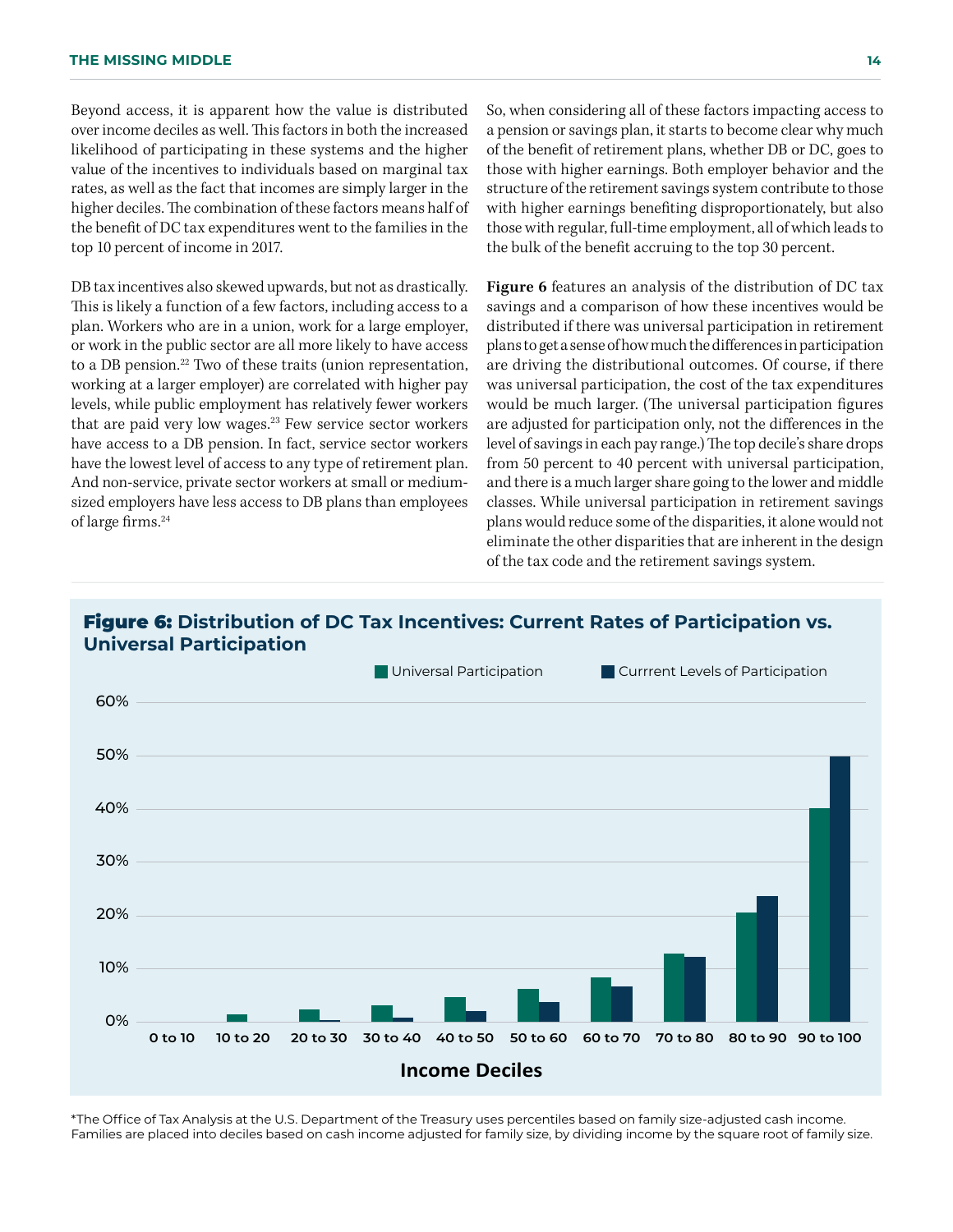Beyond access, it is apparent how the value is distributed over income deciles as well. This factors in both the increased likelihood of participating in these systems and the higher value of the incentives to individuals based on marginal tax rates, as well as the fact that incomes are simply larger in the higher deciles. The combination of these factors means half of the benefit of DC tax expenditures went to the families in the top 10 percent of income in 2017.

DB tax incentives also skewed upwards, but not as drastically. This is likely a function of a few factors, including access to a plan. Workers who are in a union, work for a large employer, or work in the public sector are all more likely to have access to a DB pension.[22] Two of these traits (union representation, working at a larger employer) are correlated with higher pay levels, while public employment has relatively fewer workers that are paid very low wages.[23] Few service sector workers have access to a DB pension. In fact, service sector workers have the lowest level of access to any type of retirement plan. And non-service, private sector workers at small or medium-sized employers have less access to DB plans than employees of large firms.[24]

So, when considering all of these factors impacting access to a pension or savings plan, it starts to become clear why much of the benefit of retirement plans, whether DB or DC, goes to those with higher earnings. Both employer behavior and the structure of the retirement savings system contribute to those with higher earnings benefiting disproportionately, but also those with regular, full-time employment, all of which leads to the bulk of the benefit accruing to the top 30 percent.

**Figure 6** features an analysis of the distribution of DC tax savings and a comparison of how these incentives would be distributed if there was universal participation in retirement plans to get a sense of how much the differences in participation are driving the distributional outcomes. Of course, if there was universal participation, the cost of the tax expenditures would be much larger. (The universal participation figures are adjusted for participation only, not the differences in the level of savings in each pay range.) The top decile's share drops from 50 percent to 40 percent with universal participation, and there is a much larger share going to the lower and middle classes. While universal participation in retirement savings plans would reduce some of the disparities, it alone would not eliminate the other disparities that are inherent in the design of the tax code and the retirement savings system.

## Figure 6: Distribution of DC Tax Incentives: Current Rates of Participation vs. Universal Participation

Legend: Universal Participation; Currrent Levels of Participation

Y-axis: 0%, 10%, 20%, 30%, 40%, 50%, 60%

X-axis (Income Deciles): 0 to 10, 10 to 20, 20 to 30, 30 to 40, 40 to 50, 50 to 60, 60 to 70, 70 to 80, 80 to 90, 90 to 100

*The Office of Tax Analysis at the U.S. Department of the Treasury uses percentiles based on family size-adjusted cash income. Families are placed into deciles based on cash income adjusted for family size, by dividing income by the square root of family size.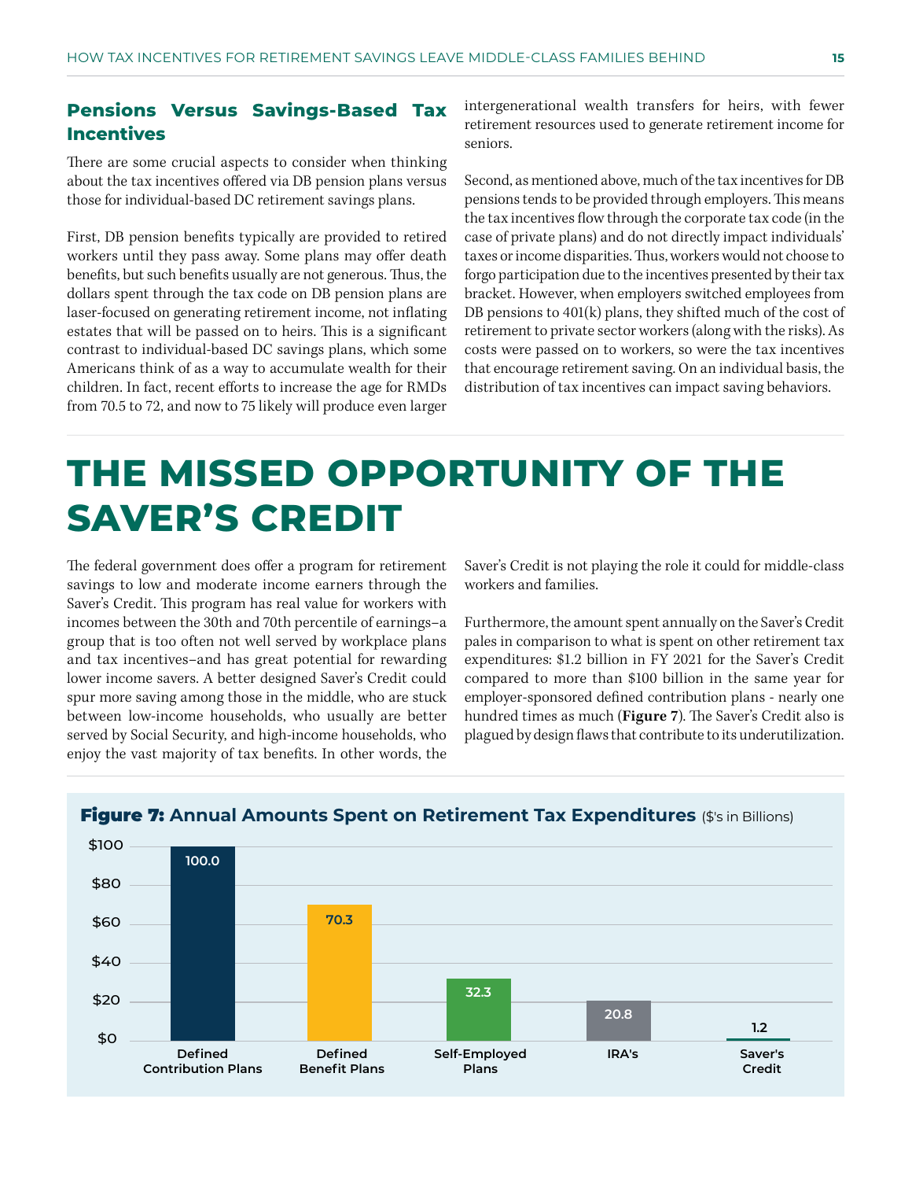## Pensions Versus Savings-Based Tax Incentives

There are some crucial aspects to consider when thinking about the tax incentives offered via DB pension plans versus those for individual-based DC retirement savings plans.

First, DB pension benefits typically are provided to retired workers until they pass away. Some plans may offer death benefits, but such benefits usually are not generous. Thus, the dollars spent through the tax code on DB pension plans are laser-focused on generating retirement income, not inflating estates that will be passed on to heirs. This is a significant contrast to individual-based DC savings plans, which some Americans think of as a way to accumulate wealth for their children. In fact, recent efforts to increase the age for RMDs from 70.5 to 72, and now to 75 likely will produce even larger intergenerational wealth transfers for heirs, with fewer retirement resources used to generate retirement income for seniors.

Second, as mentioned above, much of the tax incentives for DB pensions tends to be provided through employers. This means the tax incentives flow through the corporate tax code (in the case of private plans) and do not directly impact individuals' taxes or income disparities. Thus, workers would not choose to forgo participation due to the incentives presented by their tax bracket. However, when employers switched employees from DB pensions to 401(k) plans, they shifted much of the cost of retirement to private sector workers (along with the risks). As costs were passed on to workers, so were the tax incentives that encourage retirement saving. On an individual basis, the distribution of tax incentives can impact saving behaviors.

# THE MISSED OPPORTUNITY OF THE SAVER'S CREDIT

The federal government does offer a program for retirement savings to low and moderate income earners through the Saver's Credit. This program has real value for workers with incomes between the 30th and 70th percentile of earnings–a group that is too often not well served by workplace plans and tax incentives–and has great potential for rewarding lower income savers. A better designed Saver's Credit could spur more saving among those in the middle, who are stuck between low-income households, who usually are better served by Social Security, and high-income households, who enjoy the vast majority of tax benefits. In other words, the Saver's Credit is not playing the role it could for middle-class workers and families.

Furthermore, the amount spent annually on the Saver's Credit pales in comparison to what is spent on other retirement tax expenditures: $1.2 billion in FY 2021 for the Saver's Credit compared to more than $100 billion in the same year for employer-sponsored defined contribution plans - nearly one hundred times as much (**Figure 7**). The Saver's Credit also is plagued by design flaws that contribute to its underutilization.

**Figure 7: Annual Amounts Spent on Retirement Tax Expenditures** ($'s in Billions)

| Category | Amount |
|---|---|
| Defined Contribution Plans | 100.0 |
| Defined Benefit Plans | 70.3 |
| Self-Employed Plans | 32.3 |
| IRA's | 20.8 |
| Saver's Credit | 1.2 |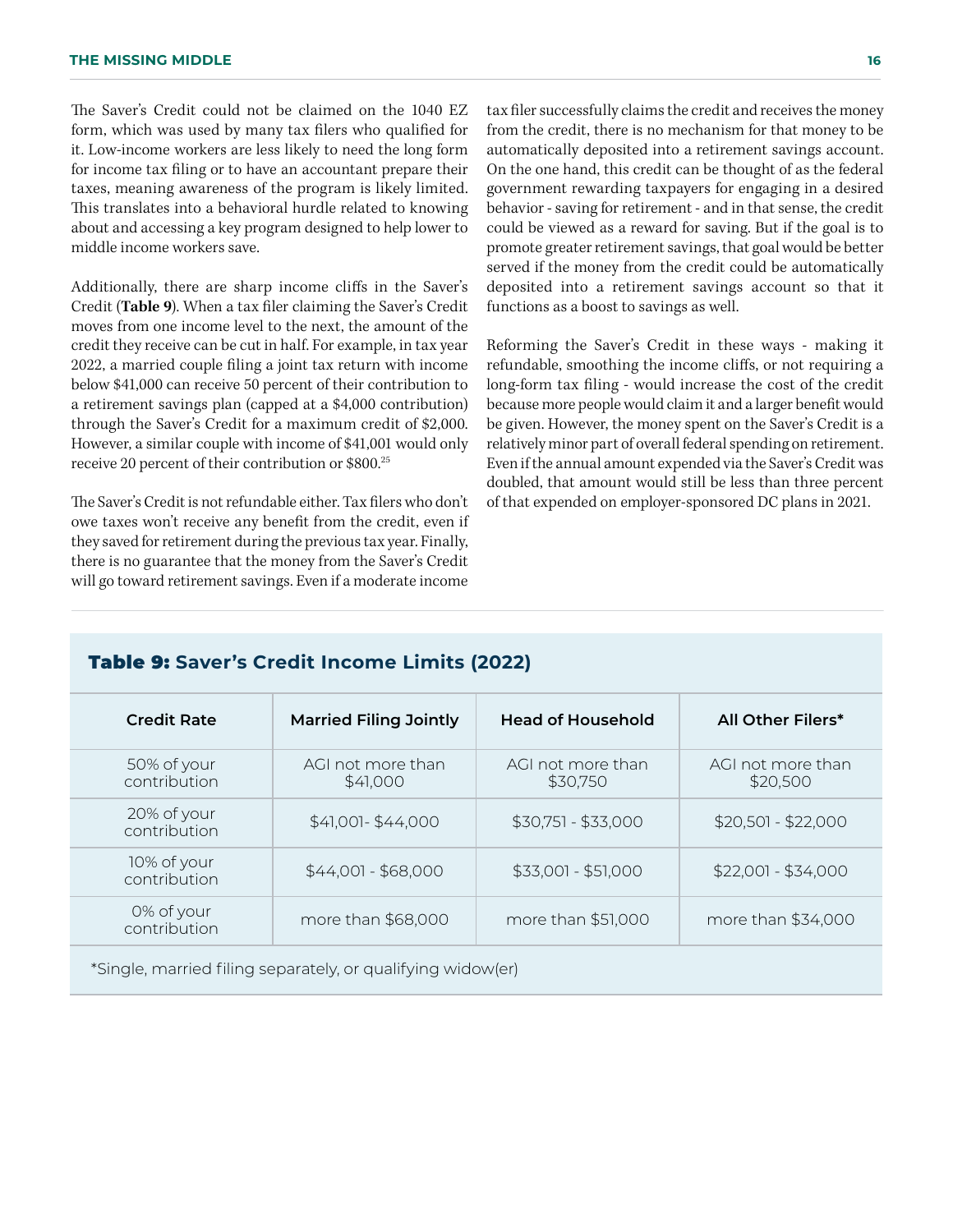The Saver's Credit could not be claimed on the 1040 EZ form, which was used by many tax filers who qualified for it. Low-income workers are less likely to need the long form for income tax filing or to have an accountant prepare their taxes, meaning awareness of the program is likely limited. This translates into a behavioral hurdle related to knowing about and accessing a key program designed to help lower to middle income workers save.

Additionally, there are sharp income cliffs in the Saver's Credit (**Table 9**). When a tax filer claiming the Saver's Credit moves from one income level to the next, the amount of the credit they receive can be cut in half. For example, in tax year 2022, a married couple filing a joint tax return with income below $41,000 can receive 50 percent of their contribution to a retirement savings plan (capped at a $4,000 contribution) through the Saver's Credit for a maximum credit of $2,000. However, a similar couple with income of $41,001 would only receive 20 percent of their contribution or $800.[25]

The Saver's Credit is not refundable either. Tax filers who don't owe taxes won't receive any benefit from the credit, even if they saved for retirement during the previous tax year. Finally, there is no guarantee that the money from the Saver's Credit will go toward retirement savings. Even if a moderate income tax filer successfully claims the credit and receives the money from the credit, there is no mechanism for that money to be automatically deposited into a retirement savings account. On the one hand, this credit can be thought of as the federal government rewarding taxpayers for engaging in a desired behavior - saving for retirement - and in that sense, the credit could be viewed as a reward for saving. But if the goal is to promote greater retirement savings, that goal would be better served if the money from the credit could be automatically deposited into a retirement savings account so that it functions as a boost to savings as well.

Reforming the Saver's Credit in these ways - making it refundable, smoothing the income cliffs, or not requiring a long-form tax filing - would increase the cost of the credit because more people would claim it and a larger benefit would be given. However, the money spent on the Saver's Credit is a relatively minor part of overall federal spending on retirement. Even if the annual amount expended via the Saver's Credit was doubled, that amount would still be less than three percent of that expended on employer-sponsored DC plans in 2021.

**Table 9: Saver's Credit Income Limits (2022)**

| Credit Rate | Married Filing Jointly | Head of Household | All Other Filers* |
|---|---|---|---|
| 50% of your contribution | AGI not more than $41,000 | AGI not more than $30,750 | AGI not more than $20,500 |
| 20% of your contribution | $41,001- $44,000 | $30,751 - $33,000 | $20,501 - $22,000 |
| 10% of your contribution | $44,001 - $68,000 | $33,001 - $51,000 | $22,001 - $34,000 |
| 0% of your contribution | more than $68,000 | more than $51,000 | more than $34,000 |

*Single, married filing separately, or qualifying widow(er)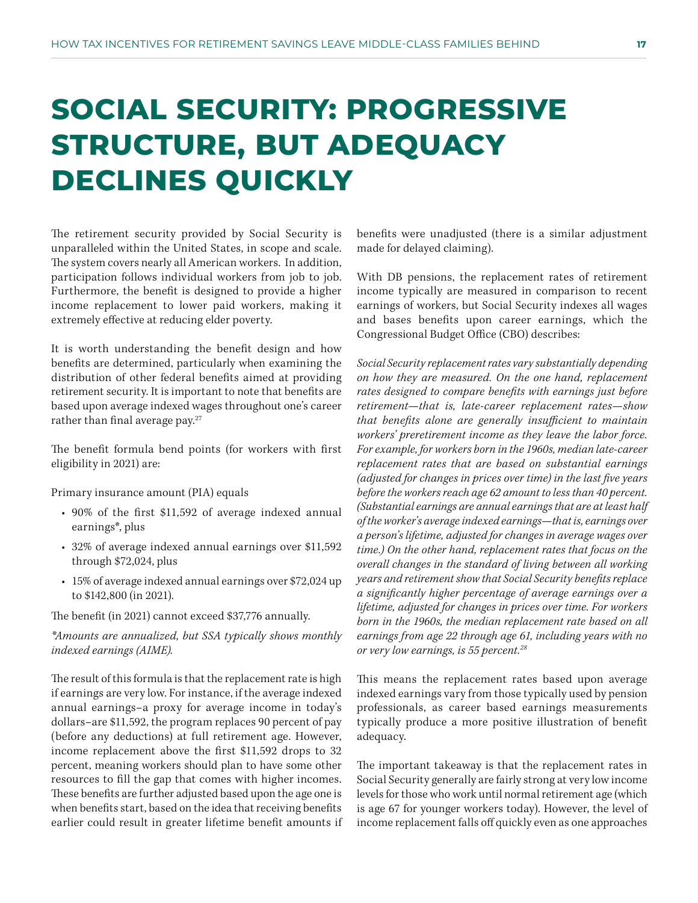# SOCIAL SECURITY: PROGRESSIVE STRUCTURE, BUT ADEQUACY DECLINES QUICKLY

The retirement security provided by Social Security is unparalleled within the United States, in scope and scale. The system covers nearly all American workers. In addition, participation follows individual workers from job to job. Furthermore, the benefit is designed to provide a higher income replacement to lower paid workers, making it extremely effective at reducing elder poverty.

It is worth understanding the benefit design and how benefits are determined, particularly when examining the distribution of other federal benefits aimed at providing retirement security. It is important to note that benefits are based upon average indexed wages throughout one's career rather than final average pay.[27]

The benefit formula bend points (for workers with first eligibility in 2021) are:

Primary insurance amount (PIA) equals

- 90% of the first $11,592 of average indexed annual earnings*, plus
- 32% of average indexed annual earnings over $11,592 through $72,024, plus
- 15% of average indexed annual earnings over $72,024 up to $142,800 (in 2021).

The benefit (in 2021) cannot exceed $37,776 annually.

*\*Amounts are annualized, but SSA typically shows monthly indexed earnings (AIME).*

The result of this formula is that the replacement rate is high if earnings are very low. For instance, if the average indexed annual earnings–a proxy for average income in today's dollars–are $11,592, the program replaces 90 percent of pay (before any deductions) at full retirement age. However, income replacement above the first $11,592 drops to 32 percent, meaning workers should plan to have some other resources to fill the gap that comes with higher incomes. These benefits are further adjusted based upon the age one is when benefits start, based on the idea that receiving benefits earlier could result in greater lifetime benefit amounts if benefits were unadjusted (there is a similar adjustment made for delayed claiming).

With DB pensions, the replacement rates of retirement income typically are measured in comparison to recent earnings of workers, but Social Security indexes all wages and bases benefits upon career earnings, which the Congressional Budget Office (CBO) describes:

*Social Security replacement rates vary substantially depending on how they are measured. On the one hand, replacement rates designed to compare benefits with earnings just before retirement—that is, late-career replacement rates—show that benefits alone are generally insufficient to maintain workers' preretirement income as they leave the labor force. For example, for workers born in the 1960s, median late-career replacement rates that are based on substantial earnings (adjusted for changes in prices over time) in the last five years before the workers reach age 62 amount to less than 40 percent. (Substantial earnings are annual earnings that are at least half of the worker's average indexed earnings—that is, earnings over a person's lifetime, adjusted for changes in average wages over time.) On the other hand, replacement rates that focus on the overall changes in the standard of living between all working years and retirement show that Social Security benefits replace a significantly higher percentage of average earnings over a lifetime, adjusted for changes in prices over time. For workers born in the 1960s, the median replacement rate based on all earnings from age 22 through age 61, including years with no or very low earnings, is 55 percent.*[28]

This means the replacement rates based upon average indexed earnings vary from those typically used by pension professionals, as career based earnings measurements typically produce a more positive illustration of benefit adequacy.

The important takeaway is that the replacement rates in Social Security generally are fairly strong at very low income levels for those who work until normal retirement age (which is age 67 for younger workers today). However, the level of income replacement falls off quickly even as one approaches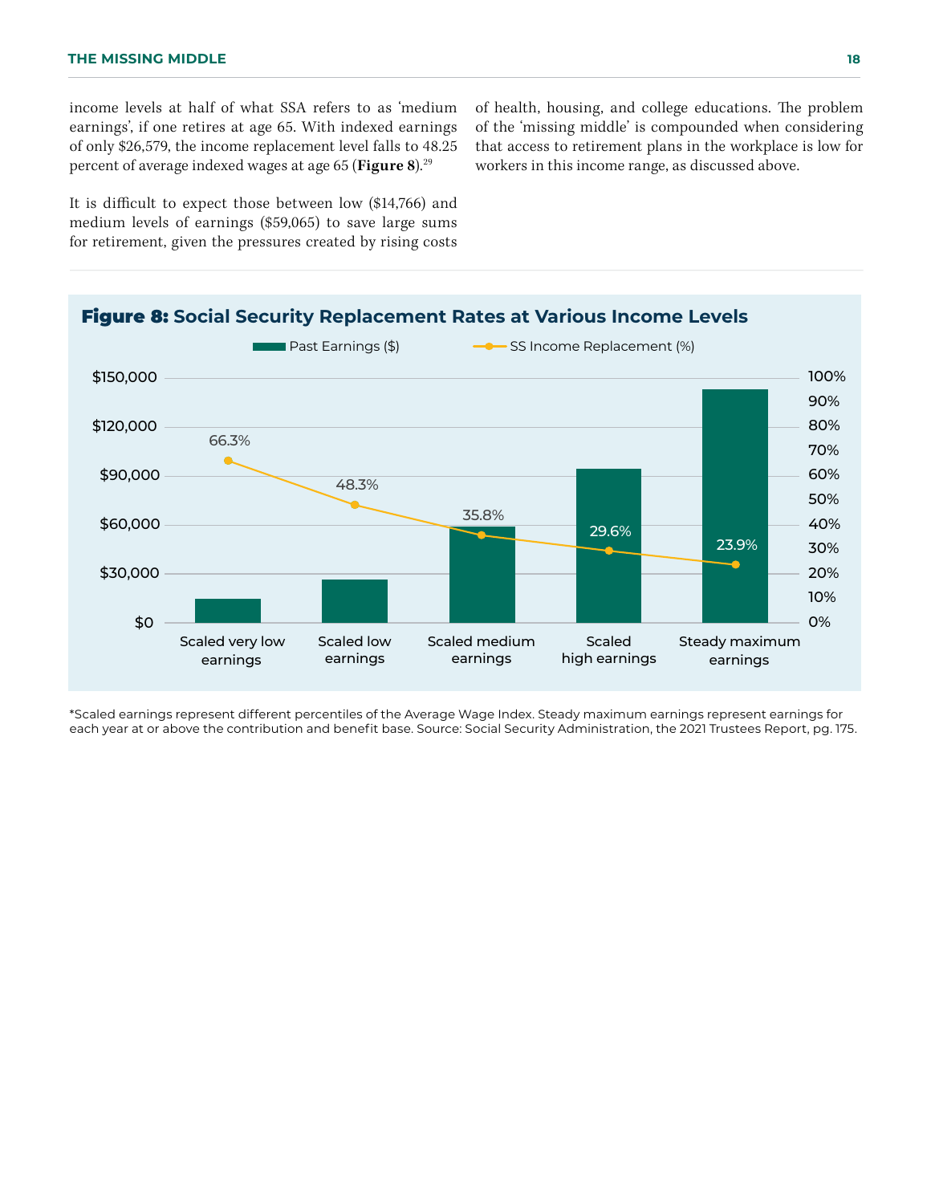income levels at half of what SSA refers to as 'medium earnings', if one retires at age 65. With indexed earnings of only $26,579, the income replacement level falls to 48.25 percent of average indexed wages at age 65 (**Figure 8**).[29]

It is difficult to expect those between low ($14,766) and medium levels of earnings ($59,065) to save large sums for retirement, given the pressures created by rising costs of health, housing, and college educations. The problem of the 'missing middle' is compounded when considering that access to retirement plans in the workplace is low for workers in this income range, as discussed above.

**Figure 8: Social Security Replacement Rates at Various Income Levels**

| | Scaled very low earnings | Scaled low earnings | Scaled medium earnings | Scaled high earnings | Steady maximum earnings |
|---|---|---|---|---|---|
| SS Income Replacement (%) | 66.3% | 48.3% | 35.8% | 29.6% | 23.9% |

*Scaled earnings represent different percentiles of the Average Wage Index. Steady maximum earnings represent earnings for each year at or above the contribution and benefit base. Source: Social Security Administration, the 2021 Trustees Report, pg. 175.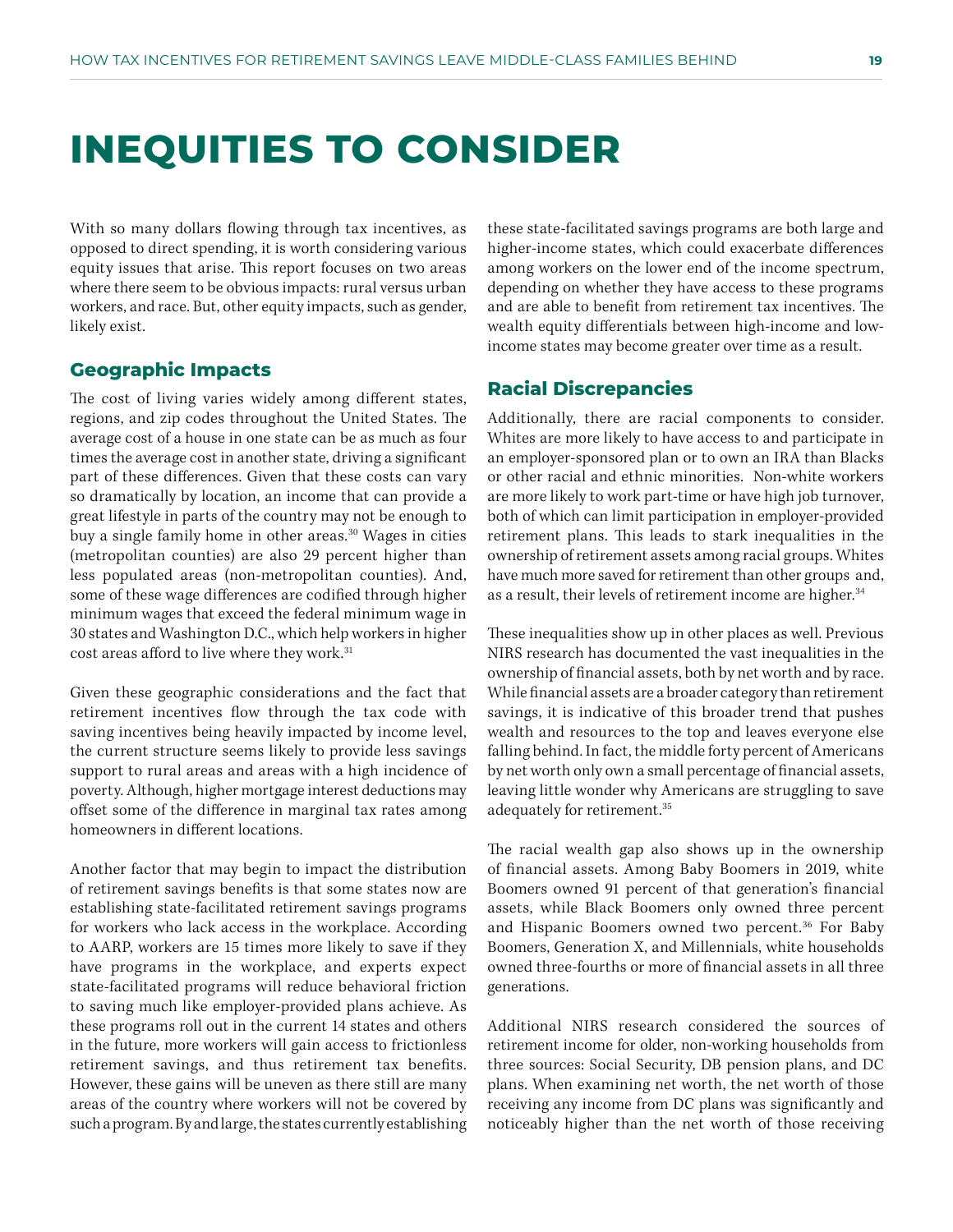# INEQUITIES TO CONSIDER

With so many dollars flowing through tax incentives, as opposed to direct spending, it is worth considering various equity issues that arise. This report focuses on two areas where there seem to be obvious impacts: rural versus urban workers, and race. But, other equity impacts, such as gender, likely exist.

## Geographic Impacts

The cost of living varies widely among different states, regions, and zip codes throughout the United States. The average cost of a house in one state can be as much as four times the average cost in another state, driving a significant part of these differences. Given that these costs can vary so dramatically by location, an income that can provide a great lifestyle in parts of the country may not be enough to buy a single family home in other areas.[30] Wages in cities (metropolitan counties) are also 29 percent higher than less populated areas (non-metropolitan counties). And, some of these wage differences are codified through higher minimum wages that exceed the federal minimum wage in 30 states and Washington D.C., which help workers in higher cost areas afford to live where they work.[31]

Given these geographic considerations and the fact that retirement incentives flow through the tax code with saving incentives being heavily impacted by income level, the current structure seems likely to provide less savings support to rural areas and areas with a high incidence of poverty. Although, higher mortgage interest deductions may offset some of the difference in marginal tax rates among homeowners in different locations.

Another factor that may begin to impact the distribution of retirement savings benefits is that some states now are establishing state-facilitated retirement savings programs for workers who lack access in the workplace. According to AARP, workers are 15 times more likely to save if they have programs in the workplace, and experts expect state-facilitated programs will reduce behavioral friction to saving much like employer-provided plans achieve. As these programs roll out in the current 14 states and others in the future, more workers will gain access to frictionless retirement savings, and thus retirement tax benefits. However, these gains will be uneven as there still are many areas of the country where workers will not be covered by such a program. By and large, the states currently establishing these state-facilitated savings programs are both large and higher-income states, which could exacerbate differences among workers on the lower end of the income spectrum, depending on whether they have access to these programs and are able to benefit from retirement tax incentives. The wealth equity differentials between high-income and low-income states may become greater over time as a result.

## Racial Discrepancies

Additionally, there are racial components to consider. Whites are more likely to have access to and participate in an employer-sponsored plan or to own an IRA than Blacks or other racial and ethnic minorities. Non-white workers are more likely to work part-time or have high job turnover, both of which can limit participation in employer-provided retirement plans. This leads to stark inequalities in the ownership of retirement assets among racial groups. Whites have much more saved for retirement than other groups and, as a result, their levels of retirement income are higher.[34]

These inequalities show up in other places as well. Previous NIRS research has documented the vast inequalities in the ownership of financial assets, both by net worth and by race. While financial assets are a broader category than retirement savings, it is indicative of this broader trend that pushes wealth and resources to the top and leaves everyone else falling behind. In fact, the middle forty percent of Americans by net worth only own a small percentage of financial assets, leaving little wonder why Americans are struggling to save adequately for retirement.[35]

The racial wealth gap also shows up in the ownership of financial assets. Among Baby Boomers in 2019, white Boomers owned 91 percent of that generation's financial assets, while Black Boomers only owned three percent and Hispanic Boomers owned two percent.[36] For Baby Boomers, Generation X, and Millennials, white households owned three-fourths or more of financial assets in all three generations.

Additional NIRS research considered the sources of retirement income for older, non-working households from three sources: Social Security, DB pension plans, and DC plans. When examining net worth, the net worth of those receiving any income from DC plans was significantly and noticeably higher than the net worth of those receiving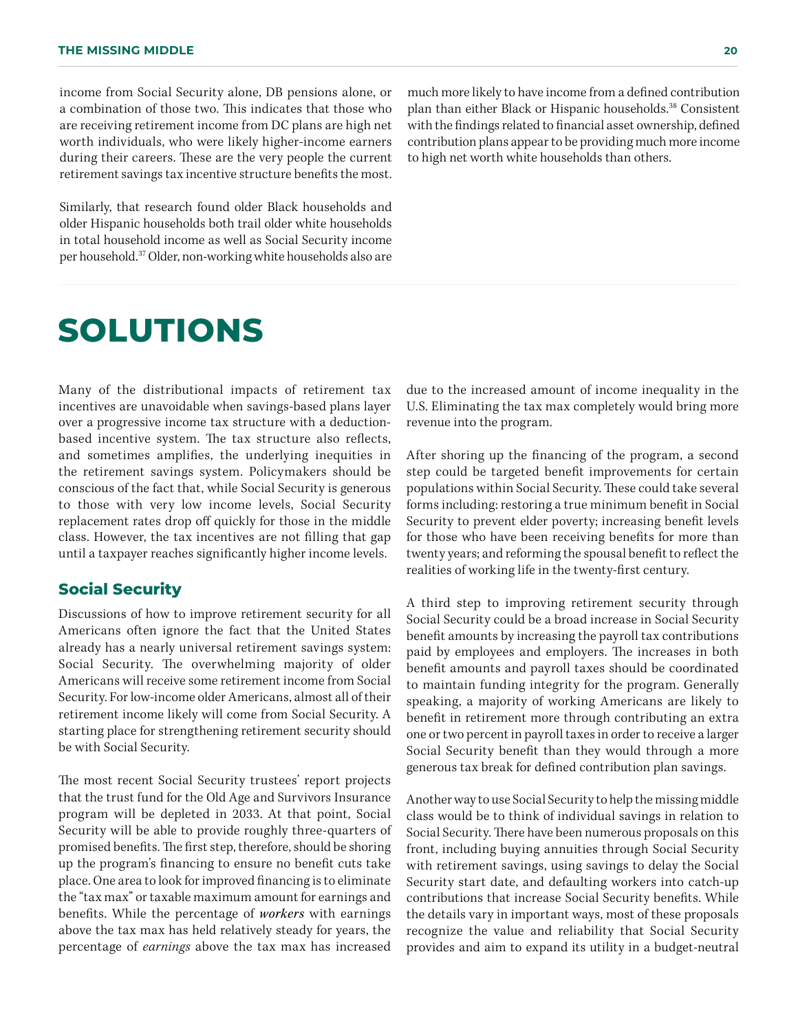income from Social Security alone, DB pensions alone, or a combination of those two. This indicates that those who are receiving retirement income from DC plans are high net worth individuals, who were likely higher-income earners during their careers. These are the very people the current retirement savings tax incentive structure benefits the most.

Similarly, that research found older Black households and older Hispanic households both trail older white households in total household income as well as Social Security income per household.[37] Older, non-working white households also are much more likely to have income from a defined contribution plan than either Black or Hispanic households.[38] Consistent with the findings related to financial asset ownership, defined contribution plans appear to be providing much more income to high net worth white households than others.

# SOLUTIONS

Many of the distributional impacts of retirement tax incentives are unavoidable when savings-based plans layer over a progressive income tax structure with a deduction-based incentive system. The tax structure also reflects, and sometimes amplifies, the underlying inequities in the retirement savings system. Policymakers should be conscious of the fact that, while Social Security is generous to those with very low income levels, Social Security replacement rates drop off quickly for those in the middle class. However, the tax incentives are not filling that gap until a taxpayer reaches significantly higher income levels.

## Social Security

Discussions of how to improve retirement security for all Americans often ignore the fact that the United States already has a nearly universal retirement savings system: Social Security. The overwhelming majority of older Americans will receive some retirement income from Social Security. For low-income older Americans, almost all of their retirement income likely will come from Social Security. A starting place for strengthening retirement security should be with Social Security.

The most recent Social Security trustees' report projects that the trust fund for the Old Age and Survivors Insurance program will be depleted in 2033. At that point, Social Security will be able to provide roughly three-quarters of promised benefits. The first step, therefore, should be shoring up the program's financing to ensure no benefit cuts take place. One area to look for improved financing is to eliminate the "tax max" or taxable maximum amount for earnings and benefits. While the percentage of ***workers*** with earnings above the tax max has held relatively steady for years, the percentage of *earnings* above the tax max has increased due to the increased amount of income inequality in the U.S. Eliminating the tax max completely would bring more revenue into the program.

After shoring up the financing of the program, a second step could be targeted benefit improvements for certain populations within Social Security. These could take several forms including: restoring a true minimum benefit in Social Security to prevent elder poverty; increasing benefit levels for those who have been receiving benefits for more than twenty years; and reforming the spousal benefit to reflect the realities of working life in the twenty-first century.

A third step to improving retirement security through Social Security could be a broad increase in Social Security benefit amounts by increasing the payroll tax contributions paid by employees and employers. The increases in both benefit amounts and payroll taxes should be coordinated to maintain funding integrity for the program. Generally speaking, a majority of working Americans are likely to benefit in retirement more through contributing an extra one or two percent in payroll taxes in order to receive a larger Social Security benefit than they would through a more generous tax break for defined contribution plan savings.

Another way to use Social Security to help the missing middle class would be to think of individual savings in relation to Social Security. There have been numerous proposals on this front, including buying annuities through Social Security with retirement savings, using savings to delay the Social Security start date, and defaulting workers into catch-up contributions that increase Social Security benefits. While the details vary in important ways, most of these proposals recognize the value and reliability that Social Security provides and aim to expand its utility in a budget-neutral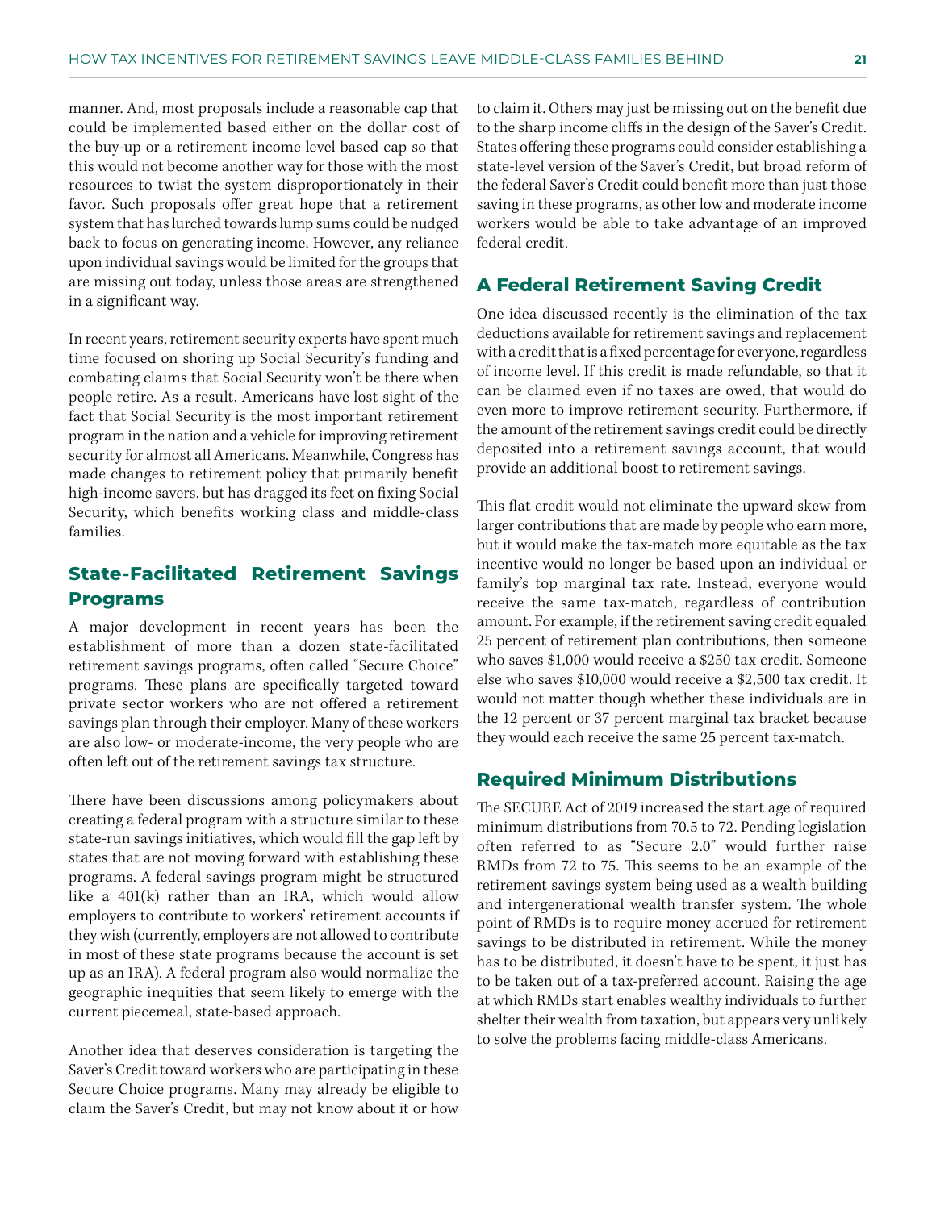manner. And, most proposals include a reasonable cap that could be implemented based either on the dollar cost of the buy-up or a retirement income level based cap so that this would not become another way for those with the most resources to twist the system disproportionately in their favor. Such proposals offer great hope that a retirement system that has lurched towards lump sums could be nudged back to focus on generating income. However, any reliance upon individual savings would be limited for the groups that are missing out today, unless those areas are strengthened in a significant way.

In recent years, retirement security experts have spent much time focused on shoring up Social Security's funding and combating claims that Social Security won't be there when people retire. As a result, Americans have lost sight of the fact that Social Security is the most important retirement program in the nation and a vehicle for improving retirement security for almost all Americans. Meanwhile, Congress has made changes to retirement policy that primarily benefit high-income savers, but has dragged its feet on fixing Social Security, which benefits working class and middle-class families.

## State-Facilitated Retirement Savings Programs

A major development in recent years has been the establishment of more than a dozen state-facilitated retirement savings programs, often called "Secure Choice" programs. These plans are specifically targeted toward private sector workers who are not offered a retirement savings plan through their employer. Many of these workers are also low- or moderate-income, the very people who are often left out of the retirement savings tax structure.

There have been discussions among policymakers about creating a federal program with a structure similar to these state-run savings initiatives, which would fill the gap left by states that are not moving forward with establishing these programs. A federal savings program might be structured like a 401(k) rather than an IRA, which would allow employers to contribute to workers' retirement accounts if they wish (currently, employers are not allowed to contribute in most of these state programs because the account is set up as an IRA). A federal program also would normalize the geographic inequities that seem likely to emerge with the current piecemeal, state-based approach.

Another idea that deserves consideration is targeting the Saver's Credit toward workers who are participating in these Secure Choice programs. Many may already be eligible to claim the Saver's Credit, but may not know about it or how to claim it. Others may just be missing out on the benefit due to the sharp income cliffs in the design of the Saver's Credit. States offering these programs could consider establishing a state-level version of the Saver's Credit, but broad reform of the federal Saver's Credit could benefit more than just those saving in these programs, as other low and moderate income workers would be able to take advantage of an improved federal credit.

## A Federal Retirement Saving Credit

One idea discussed recently is the elimination of the tax deductions available for retirement savings and replacement with a credit that is a fixed percentage for everyone, regardless of income level. If this credit is made refundable, so that it can be claimed even if no taxes are owed, that would do even more to improve retirement security. Furthermore, if the amount of the retirement savings credit could be directly deposited into a retirement savings account, that would provide an additional boost to retirement savings.

This flat credit would not eliminate the upward skew from larger contributions that are made by people who earn more, but it would make the tax-match more equitable as the tax incentive would no longer be based upon an individual or family's top marginal tax rate. Instead, everyone would receive the same tax-match, regardless of contribution amount. For example, if the retirement saving credit equaled 25 percent of retirement plan contributions, then someone who saves $1,000 would receive a $250 tax credit. Someone else who saves $10,000 would receive a $2,500 tax credit. It would not matter though whether these individuals are in the 12 percent or 37 percent marginal tax bracket because they would each receive the same 25 percent tax-match.

## Required Minimum Distributions

The SECURE Act of 2019 increased the start age of required minimum distributions from 70.5 to 72. Pending legislation often referred to as "Secure 2.0" would further raise RMDs from 72 to 75. This seems to be an example of the retirement savings system being used as a wealth building and intergenerational wealth transfer system. The whole point of RMDs is to require money accrued for retirement savings to be distributed in retirement. While the money has to be distributed, it doesn't have to be spent, it just has to be taken out of a tax-preferred account. Raising the age at which RMDs start enables wealthy individuals to further shelter their wealth from taxation, but appears very unlikely to solve the problems facing middle-class Americans.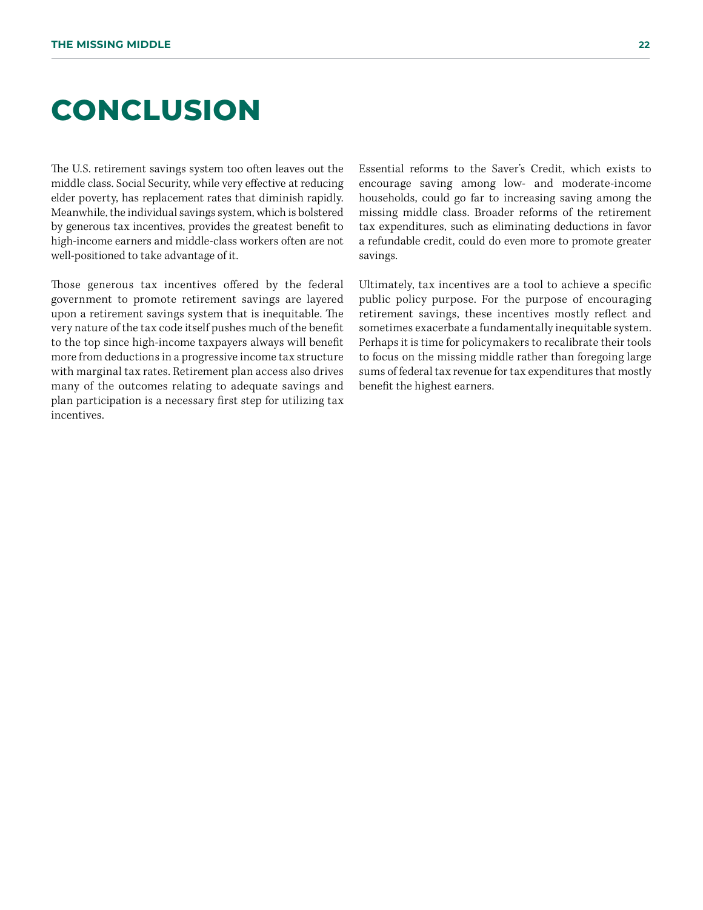# CONCLUSION

The U.S. retirement savings system too often leaves out the middle class. Social Security, while very effective at reducing elder poverty, has replacement rates that diminish rapidly. Meanwhile, the individual savings system, which is bolstered by generous tax incentives, provides the greatest benefit to high-income earners and middle-class workers often are not well-positioned to take advantage of it.

Those generous tax incentives offered by the federal government to promote retirement savings are layered upon a retirement savings system that is inequitable. The very nature of the tax code itself pushes much of the benefit to the top since high-income taxpayers always will benefit more from deductions in a progressive income tax structure with marginal tax rates. Retirement plan access also drives many of the outcomes relating to adequate savings and plan participation is a necessary first step for utilizing tax incentives.

Essential reforms to the Saver's Credit, which exists to encourage saving among low- and moderate-income households, could go far to increasing saving among the missing middle class. Broader reforms of the retirement tax expenditures, such as eliminating deductions in favor a refundable credit, could do even more to promote greater savings.

Ultimately, tax incentives are a tool to achieve a specific public policy purpose. For the purpose of encouraging retirement savings, these incentives mostly reflect and sometimes exacerbate a fundamentally inequitable system. Perhaps it is time for policymakers to recalibrate their tools to focus on the missing middle rather than foregoing large sums of federal tax revenue for tax expenditures that mostly benefit the highest earners.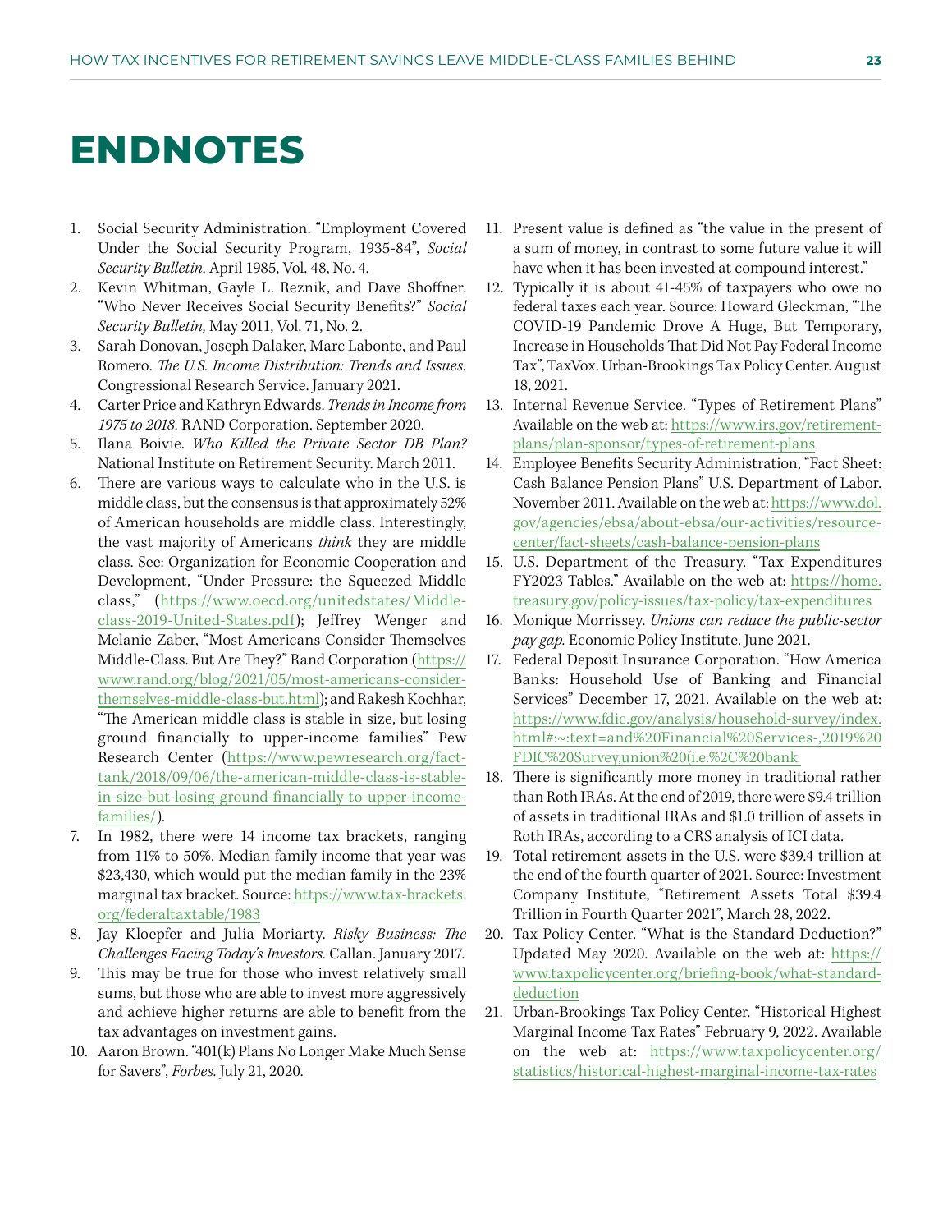# ENDNOTES

1. Social Security Administration. "Employment Covered Under the Social Security Program, 1935-84", *Social Security Bulletin,* April 1985, Vol. 48, No. 4.
2. Kevin Whitman, Gayle L. Reznik, and Dave Shoffner. "Who Never Receives Social Security Benefits?" *Social Security Bulletin,* May 2011, Vol. 71, No. 2.
3. Sarah Donovan, Joseph Dalaker, Marc Labonte, and Paul Romero. *The U.S. Income Distribution: Trends and Issues.* Congressional Research Service. January 2021.
4. Carter Price and Kathryn Edwards. *Trends in Income from 1975 to 2018.* RAND Corporation. September 2020.
5. Ilana Boivie. *Who Killed the Private Sector DB Plan?* National Institute on Retirement Security. March 2011.
6. There are various ways to calculate who in the U.S. is middle class, but the consensus is that approximately 52% of American households are middle class. Interestingly, the vast majority of Americans *think* they are middle class. See: Organization for Economic Cooperation and Development, "Under Pressure: the Squeezed Middle class," (https://www.oecd.org/unitedstates/Middle-class-2019-United-States.pdf); Jeffrey Wenger and Melanie Zaber, "Most Americans Consider Themselves Middle-Class. But Are They?" Rand Corporation (https://www.rand.org/blog/2021/05/most-americans-consider-themselves-middle-class-but.html); and Rakesh Kochhar, "The American middle class is stable in size, but losing ground financially to upper-income families" Pew Research Center (https://www.pewresearch.org/fact-tank/2018/09/06/the-american-middle-class-is-stable-in-size-but-losing-ground-financially-to-upper-income-families/).
7. In 1982, there were 14 income tax brackets, ranging from 11% to 50%. Median family income that year was $23,430, which would put the median family in the 23% marginal tax bracket. Source: https://www.tax-brackets.org/federaltaxtable/1983
8. Jay Kloepfer and Julia Moriarty. *Risky Business: The Challenges Facing Today's Investors.* Callan. January 2017.
9. This may be true for those who invest relatively small sums, but those who are able to invest more aggressively and achieve higher returns are able to benefit from the tax advantages on investment gains.
10. Aaron Brown. "401(k) Plans No Longer Make Much Sense for Savers", *Forbes.* July 21, 2020.
11. Present value is defined as "the value in the present of a sum of money, in contrast to some future value it will have when it has been invested at compound interest."
12. Typically it is about 41-45% of taxpayers who owe no federal taxes each year. Source: Howard Gleckman, "The COVID-19 Pandemic Drove A Huge, But Temporary, Increase in Households That Did Not Pay Federal Income Tax", TaxVox. Urban-Brookings Tax Policy Center. August 18, 2021.
13. Internal Revenue Service. "Types of Retirement Plans" Available on the web at: https://www.irs.gov/retirement-plans/plan-sponsor/types-of-retirement-plans
14. Employee Benefits Security Administration, "Fact Sheet: Cash Balance Pension Plans" U.S. Department of Labor. November 2011. Available on the web at: https://www.dol.gov/agencies/ebsa/about-ebsa/our-activities/resource-center/fact-sheets/cash-balance-pension-plans
15. U.S. Department of the Treasury. "Tax Expenditures FY2023 Tables." Available on the web at: https://home.treasury.gov/policy-issues/tax-policy/tax-expenditures
16. Monique Morrissey. *Unions can reduce the public-sector pay gap.* Economic Policy Institute. June 2021.
17. Federal Deposit Insurance Corporation. "How America Banks: Household Use of Banking and Financial Services" December 17, 2021. Available on the web at: https://www.fdic.gov/analysis/household-survey/index.html#:~:text=and%20Financial%20Services-,2019%20FDIC%20Survey,union%20(i.e.%2C%20bank
18. There is significantly more money in traditional rather than Roth IRAs. At the end of 2019, there were $9.4 trillion of assets in traditional IRAs and $1.0 trillion of assets in Roth IRAs, according to a CRS analysis of ICI data.
19. Total retirement assets in the U.S. were $39.4 trillion at the end of the fourth quarter of 2021. Source: Investment Company Institute, "Retirement Assets Total $39.4 Trillion in Fourth Quarter 2021", March 28, 2022.
20. Tax Policy Center. "What is the Standard Deduction?" Updated May 2020. Available on the web at: https://www.taxpolicycenter.org/briefing-book/what-standard-deduction
21. Urban-Brookings Tax Policy Center. "Historical Highest Marginal Income Tax Rates" February 9, 2022. Available on the web at: https://www.taxpolicycenter.org/statistics/historical-highest-marginal-income-tax-rates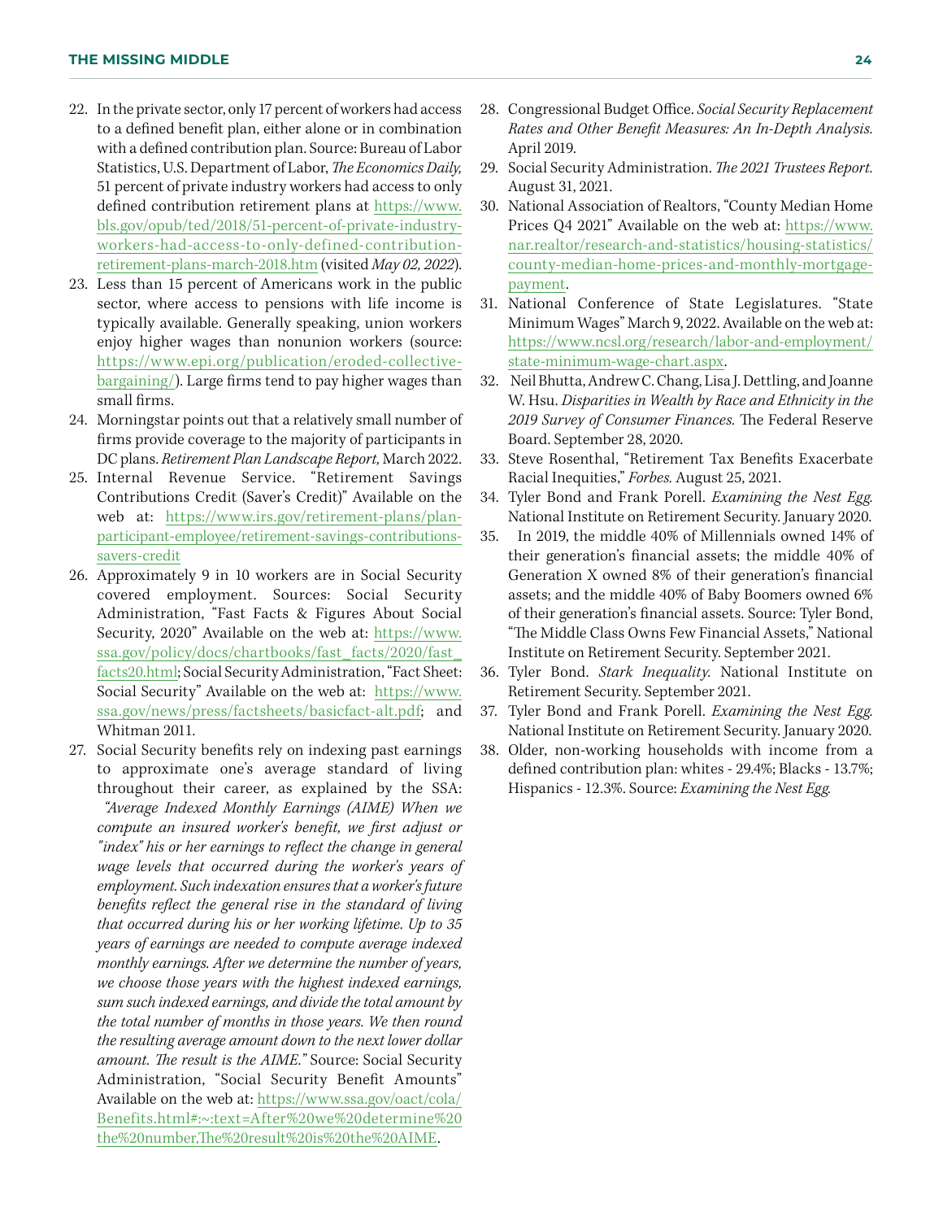22. In the private sector, only 17 percent of workers had access to a defined benefit plan, either alone or in combination with a defined contribution plan. Source: Bureau of Labor Statistics, U.S. Department of Labor, *The Economics Daily,* 51 percent of private industry workers had access to only defined contribution retirement plans at https://www.bls.gov/opub/ted/2018/51-percent-of-private-industry-workers-had-access-to-only-defined-contribution-retirement-plans-march-2018.htm (visited *May 02, 2022*).
23. Less than 15 percent of Americans work in the public sector, where access to pensions with life income is typically available. Generally speaking, union workers enjoy higher wages than nonunion workers (source: https://www.epi.org/publication/eroded-collective-bargaining/). Large firms tend to pay higher wages than small firms.
24. Morningstar points out that a relatively small number of firms provide coverage to the majority of participants in DC plans. *Retirement Plan Landscape Report,* March 2022.
25. Internal Revenue Service. "Retirement Savings Contributions Credit (Saver's Credit)" Available on the web at: https://www.irs.gov/retirement-plans/plan-participant-employee/retirement-savings-contributions-savers-credit
26. Approximately 9 in 10 workers are in Social Security covered employment. Sources: Social Security Administration, "Fast Facts & Figures About Social Security, 2020" Available on the web at: https://www.ssa.gov/policy/docs/chartbooks/fast_facts/2020/fast_facts20.html; Social Security Administration, "Fact Sheet: Social Security" Available on the web at: https://www.ssa.gov/news/press/factsheets/basicfact-alt.pdf; and Whitman 2011.
27. Social Security benefits rely on indexing past earnings to approximate one's average standard of living throughout their career, as explained by the SSA: *"Average Indexed Monthly Earnings (AIME) When we compute an insured worker's benefit, we first adjust or "index" his or her earnings to reflect the change in general wage levels that occurred during the worker's years of employment. Such indexation ensures that a worker's future benefits reflect the general rise in the standard of living that occurred during his or her working lifetime. Up to 35 years of earnings are needed to compute average indexed monthly earnings. After we determine the number of years, we choose those years with the highest indexed earnings, sum such indexed earnings, and divide the total amount by the total number of months in those years. We then round the resulting average amount down to the next lower dollar amount. The result is the AIME."* Source: Social Security Administration, "Social Security Benefit Amounts" Available on the web at: https://www.ssa.gov/oact/cola/Benefits.html#:~:text=After%20we%20determine%20the%20number,The%20result%20is%20the%20AIME.
28. Congressional Budget Office. *Social Security Replacement Rates and Other Benefit Measures: An In-Depth Analysis.* April 2019.
29. Social Security Administration. *The 2021 Trustees Report.* August 31, 2021.
30. National Association of Realtors, "County Median Home Prices Q4 2021" Available on the web at: https://www.nar.realtor/research-and-statistics/housing-statistics/county-median-home-prices-and-monthly-mortgage-payment.
31. National Conference of State Legislatures. "State Minimum Wages" March 9, 2022. Available on the web at: https://www.ncsl.org/research/labor-and-employment/state-minimum-wage-chart.aspx.
32. Neil Bhutta, Andrew C. Chang, Lisa J. Dettling, and Joanne W. Hsu. *Disparities in Wealth by Race and Ethnicity in the 2019 Survey of Consumer Finances.* The Federal Reserve Board. September 28, 2020.
33. Steve Rosenthal, "Retirement Tax Benefits Exacerbate Racial Inequities," *Forbes.* August 25, 2021.
34. Tyler Bond and Frank Porell. *Examining the Nest Egg.* National Institute on Retirement Security. January 2020.
35. In 2019, the middle 40% of Millennials owned 14% of their generation's financial assets; the middle 40% of Generation X owned 8% of their generation's financial assets; and the middle 40% of Baby Boomers owned 6% of their generation's financial assets. Source: Tyler Bond, "The Middle Class Owns Few Financial Assets," National Institute on Retirement Security. September 2021.
36. Tyler Bond. *Stark Inequality.* National Institute on Retirement Security. September 2021.
37. Tyler Bond and Frank Porell. *Examining the Nest Egg.* National Institute on Retirement Security. January 2020.
38. Older, non-working households with income from a defined contribution plan: whites - 29.4%; Blacks - 13.7%; Hispanics - 12.3%. Source: *Examining the Nest Egg.*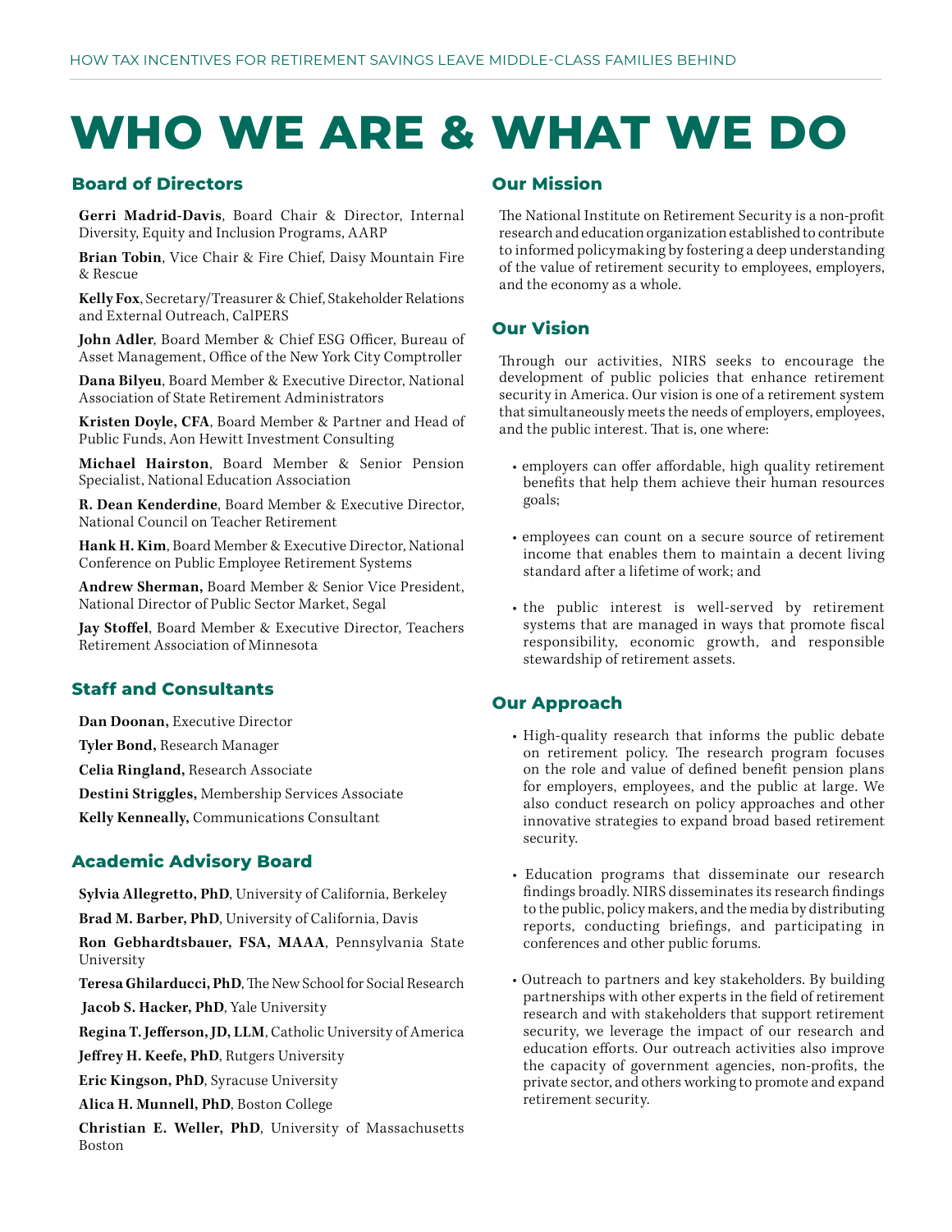# WHO WE ARE & WHAT WE DO

## Board of Directors

**Gerri Madrid-Davis**, Board Chair & Director, Internal Diversity, Equity and Inclusion Programs, AARP

**Brian Tobin**, Vice Chair & Fire Chief, Daisy Mountain Fire & Rescue

**Kelly Fox**, Secretary/Treasurer & Chief, Stakeholder Relations and External Outreach, CalPERS

**John Adler**, Board Member & Chief ESG Officer, Bureau of Asset Management, Office of the New York City Comptroller

**Dana Bilyeu**, Board Member & Executive Director, National Association of State Retirement Administrators

**Kristen Doyle, CFA**, Board Member & Partner and Head of Public Funds, Aon Hewitt Investment Consulting

**Michael Hairston**, Board Member & Senior Pension Specialist, National Education Association

**R. Dean Kenderdine**, Board Member & Executive Director, National Council on Teacher Retirement

**Hank H. Kim**, Board Member & Executive Director, National Conference on Public Employee Retirement Systems

**Andrew Sherman,** Board Member & Senior Vice President, National Director of Public Sector Market, Segal

**Jay Stoffel**, Board Member & Executive Director, Teachers Retirement Association of Minnesota

## Staff and Consultants

**Dan Doonan,** Executive Director

**Tyler Bond,** Research Manager

**Celia Ringland,** Research Associate

**Destini Striggles,** Membership Services Associate

**Kelly Kenneally,** Communications Consultant

## Academic Advisory Board

**Sylvia Allegretto, PhD**, University of California, Berkeley

**Brad M. Barber, PhD**, University of California, Davis

**Ron Gebhardtsbauer, FSA, MAAA**, Pennsylvania State University

**Teresa Ghilarducci, PhD**, The New School for Social Research

**Jacob S. Hacker, PhD**, Yale University

**Regina T. Jefferson, JD, LLM**, Catholic University of America

**Jeffrey H. Keefe, PhD**, Rutgers University

**Eric Kingson, PhD**, Syracuse University

**Alica H. Munnell, PhD**, Boston College

**Christian E. Weller, PhD**, University of Massachusetts Boston

## Our Mission

The National Institute on Retirement Security is a non-profit research and education organization established to contribute to informed policymaking by fostering a deep understanding of the value of retirement security to employees, employers, and the economy as a whole.

## Our Vision

Through our activities, NIRS seeks to encourage the development of public policies that enhance retirement security in America. Our vision is one of a retirement system that simultaneously meets the needs of employers, employees, and the public interest. That is, one where:

- employers can offer affordable, high quality retirement benefits that help them achieve their human resources goals;
- employees can count on a secure source of retirement income that enables them to maintain a decent living standard after a lifetime of work; and
- the public interest is well-served by retirement systems that are managed in ways that promote fiscal responsibility, economic growth, and responsible stewardship of retirement assets.

## Our Approach

- High-quality research that informs the public debate on retirement policy. The research program focuses on the role and value of defined benefit pension plans for employers, employees, and the public at large. We also conduct research on policy approaches and other innovative strategies to expand broad based retirement security.
- Education programs that disseminate our research findings broadly. NIRS disseminates its research findings to the public, policy makers, and the media by distributing reports, conducting briefings, and participating in conferences and other public forums.
- Outreach to partners and key stakeholders. By building partnerships with other experts in the field of retirement research and with stakeholders that support retirement security, we leverage the impact of our research and education efforts. Our outreach activities also improve the capacity of government agencies, non-profits, the private sector, and others working to promote and expand retirement security.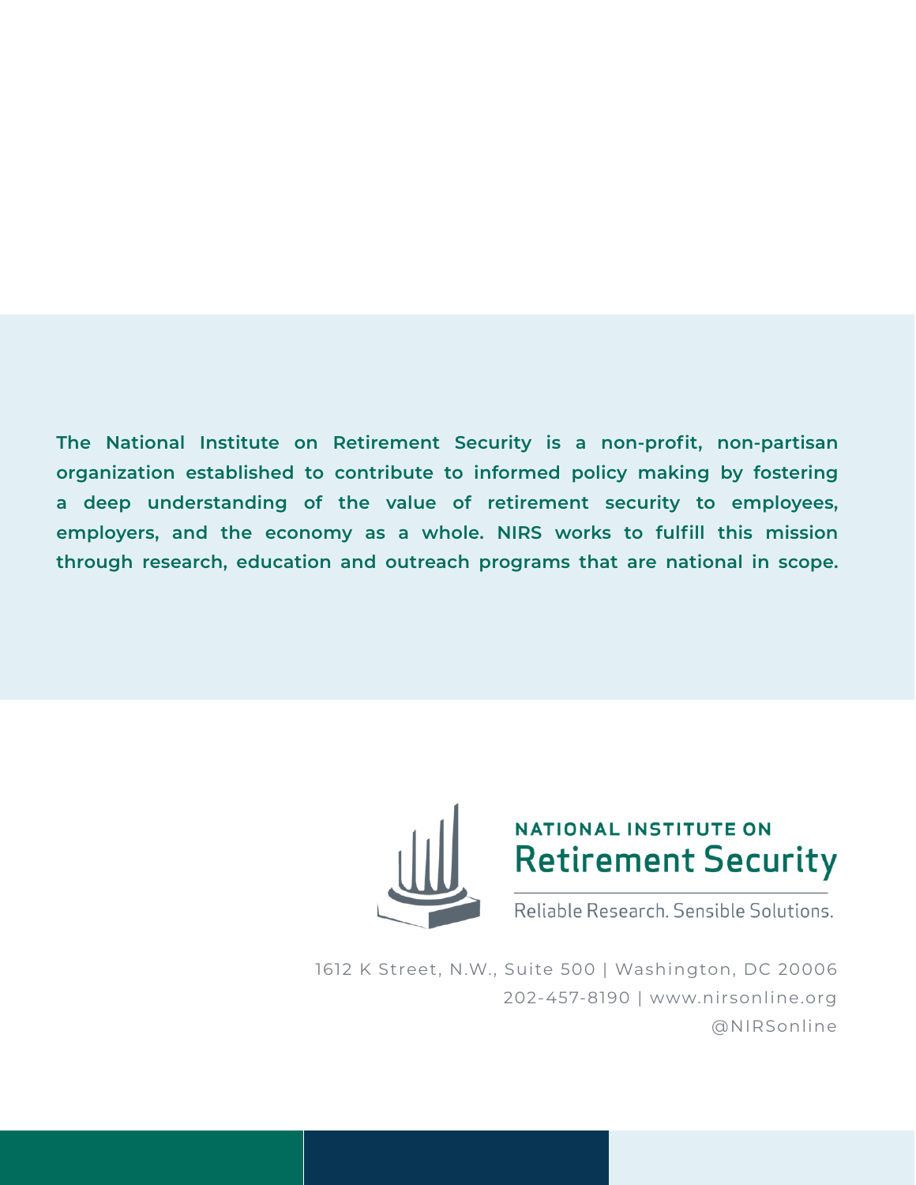**The National Institute on Retirement Security is a non-profit, non-partisan organization established to contribute to informed policy making by fostering a deep understanding of the value of retirement security to employees, employers, and the economy as a whole. NIRS works to fulfill this mission through research, education and outreach programs that are national in scope.**

NATIONAL INSTITUTE ON
Retirement Security

Reliable Research. Sensible Solutions.

1612 K Street, N.W., Suite 500 | Washington, DC 20006
202-457-8190 | www.nirsonline.org
@NIRSonline